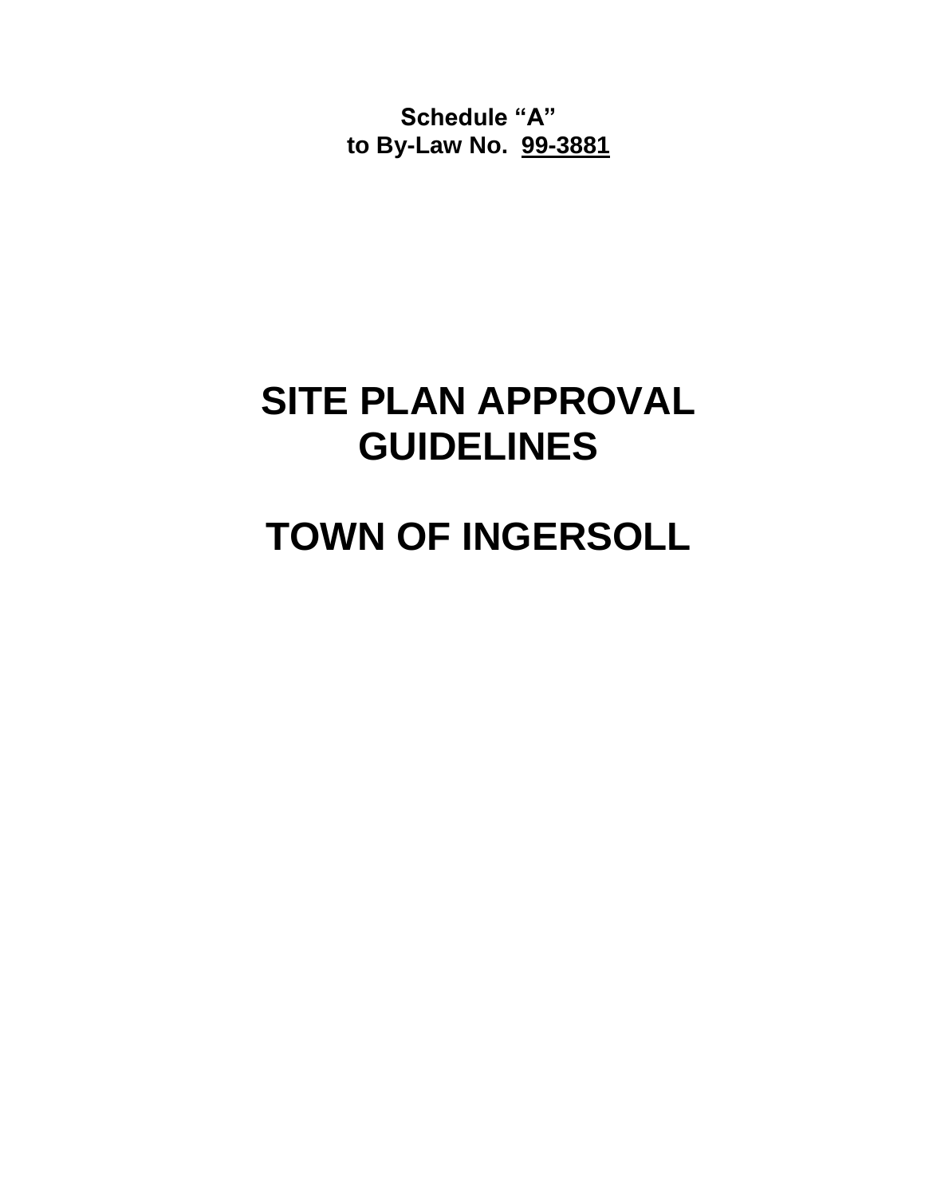**Schedule “A”**
**to By-Law No. <u>99-3881</u>**

# SITE PLAN APPROVAL GUIDELINES

# TOWN OF INGERSOLL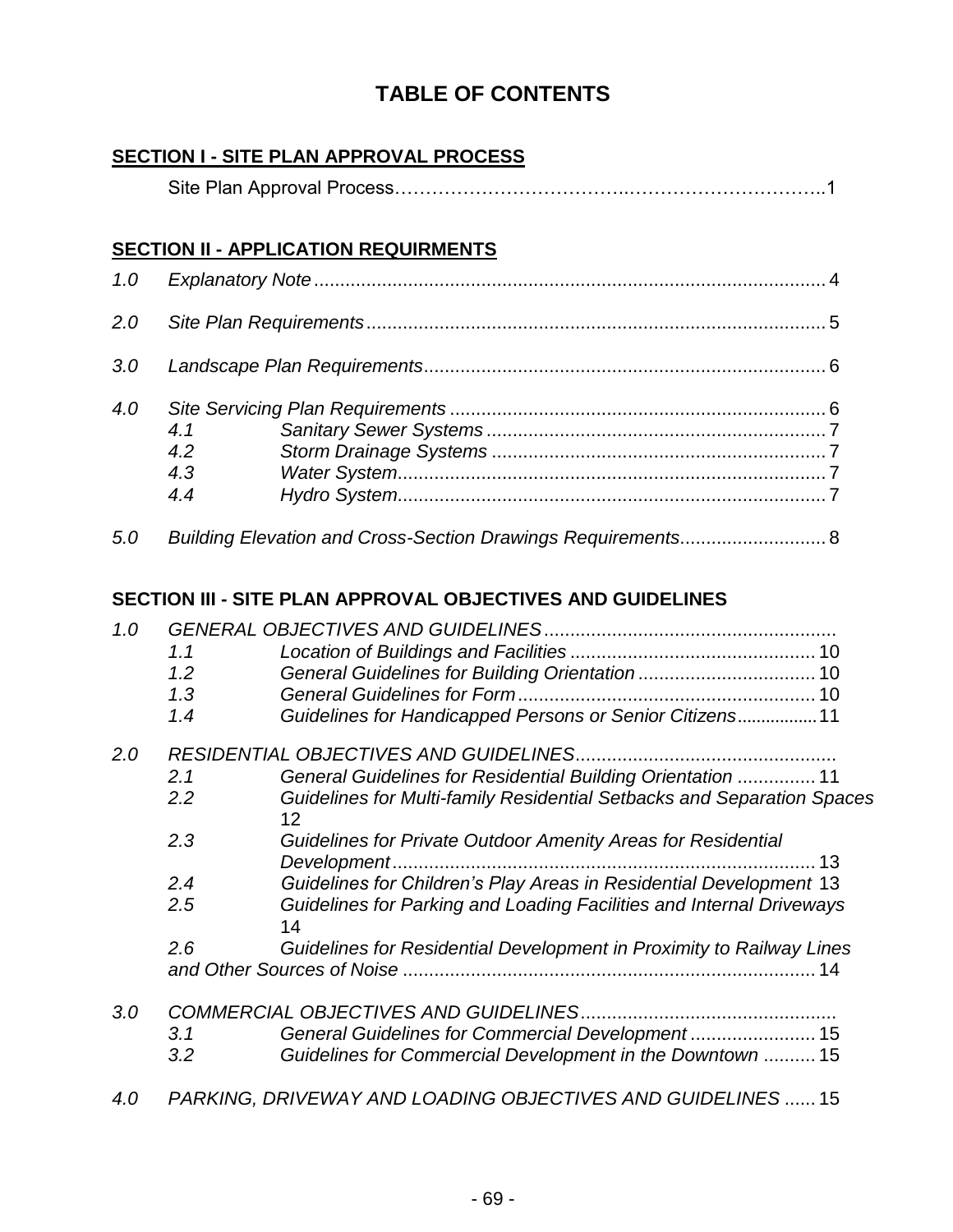# TABLE OF CONTENTS

**SECTION I - SITE PLAN APPROVAL PROCESS**

Site Plan Approval Process……………………………..…………………………..1

**SECTION II - APPLICATION REQUIRMENTS**

*1.0 Explanatory Note* .................................................................................................. 4

*2.0 Site Plan Requirements* ....................................................................................... 5

*3.0 Landscape Plan Requirements* ............................................................................ 6

*4.0 Site Servicing Plan Requirements* ....................................................................... 6
- *4.1 Sanitary Sewer Systems* ................................................................ 7
- *4.2 Storm Drainage Systems* ............................................................... 7
- *4.3 Water System* ................................................................................. 7
- *4.4 Hydro System* ................................................................................. 7

*5.0 Building Elevation and Cross-Section Drawings Requirements* ............................ 8

**SECTION III - SITE PLAN APPROVAL OBJECTIVES AND GUIDELINES**

*1.0 GENERAL OBJECTIVES AND GUIDELINES* .......................................................
- *1.1 Location of Buildings and Facilities* ............................................... 10
- *1.2 General Guidelines for Building Orientation* .................................. 10
- *1.3 General Guidelines for Form* ......................................................... 10
- *1.4 Guidelines for Handicapped Persons or Senior Citizens* ................ 11

*2.0 RESIDENTIAL OBJECTIVES AND GUIDELINES* .................................................
- *2.1 General Guidelines for Residential Building Orientation* ............... 11
- *2.2 Guidelines for Multi-family Residential Setbacks and Separation Spaces* 12
- *2.3 Guidelines for Private Outdoor Amenity Areas for Residential Development* ................................................................................. 13
- *2.4 Guidelines for Children's Play Areas in Residential Development* 13
- *2.5 Guidelines for Parking and Loading Facilities and Internal Driveways* 14
- *2.6 Guidelines for Residential Development in Proximity to Railway Lines and Other Sources of Noise* ............................................................................... 14

*3.0 COMMERCIAL OBJECTIVES AND GUIDELINES* .................................................
- *3.1 General Guidelines for Commercial Development* ........................ 15
- *3.2 Guidelines for Commercial Development in the Downtown* .......... 15

*4.0 PARKING, DRIVEWAY AND LOADING OBJECTIVES AND GUIDELINES* ...... 15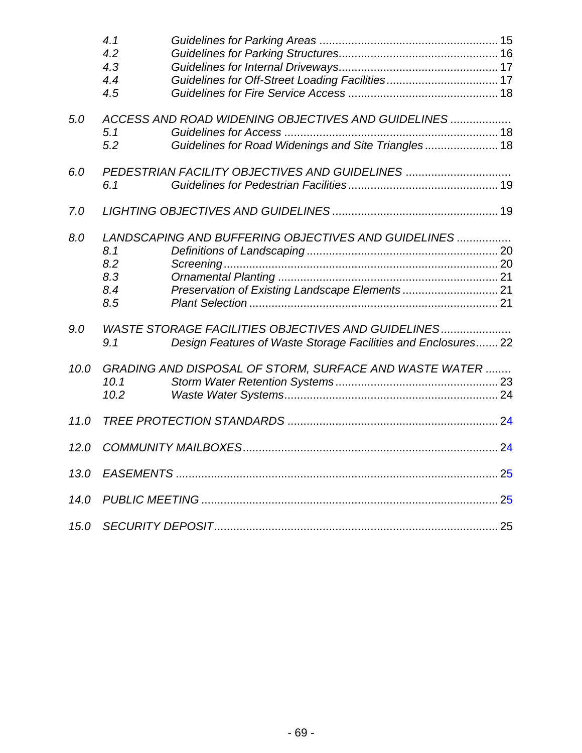*4.1 Guidelines for Parking Areas ........................................................ 15*
*4.2 Guidelines for Parking Structures.................................................. 16*
*4.3 Guidelines for Internal Driveways.................................................. 17*
*4.4 Guidelines for Off-Street Loading Facilities................................... 17*
*4.5 Guidelines for Fire Service Access ............................................... 18*

*5.0 ACCESS AND ROAD WIDENING OBJECTIVES AND GUIDELINES ..................*
*5.1 Guidelines for Access ................................................................... 18*
*5.2 Guidelines for Road Widenings and Site Triangles ....................... 18*

*6.0 PEDESTRIAN FACILITY OBJECTIVES AND GUIDELINES ................................*
*6.1 Guidelines for Pedestrian Facilities ............................................... 19*

*7.0 LIGHTING OBJECTIVES AND GUIDELINES ................................................... 19*

*8.0 LANDSCAPING AND BUFFERING OBJECTIVES AND GUIDELINES ................*
*8.1 Definitions of Landscaping ............................................................ 20*
*8.2 Screening ...................................................................................... 20*
*8.3 Ornamental Planting ..................................................................... 21*
*8.4 Preservation of Existing Landscape Elements .............................. 21*
*8.5 Plant Selection .............................................................................. 21*

*9.0 WASTE STORAGE FACILITIES OBJECTIVES AND GUIDELINES.....................*
*9.1 Design Features of Waste Storage Facilities and Enclosures....... 22*

*10.0 GRADING AND DISPOSAL OF STORM, SURFACE AND WASTE WATER ........*
*10.1 Storm Water Retention Systems .................................................. 23*
*10.2 Waste Water Systems .................................................................. 24*

*11.0 TREE PROTECTION STANDARDS ................................................................. 24*

*12.0 COMMUNITY MAILBOXES ............................................................................... 24*

*13.0 EASEMENTS .................................................................................................... 25*

*14.0 PUBLIC MEETING ............................................................................................ 25*

*15.0 SECURITY DEPOSIT ........................................................................................ 25*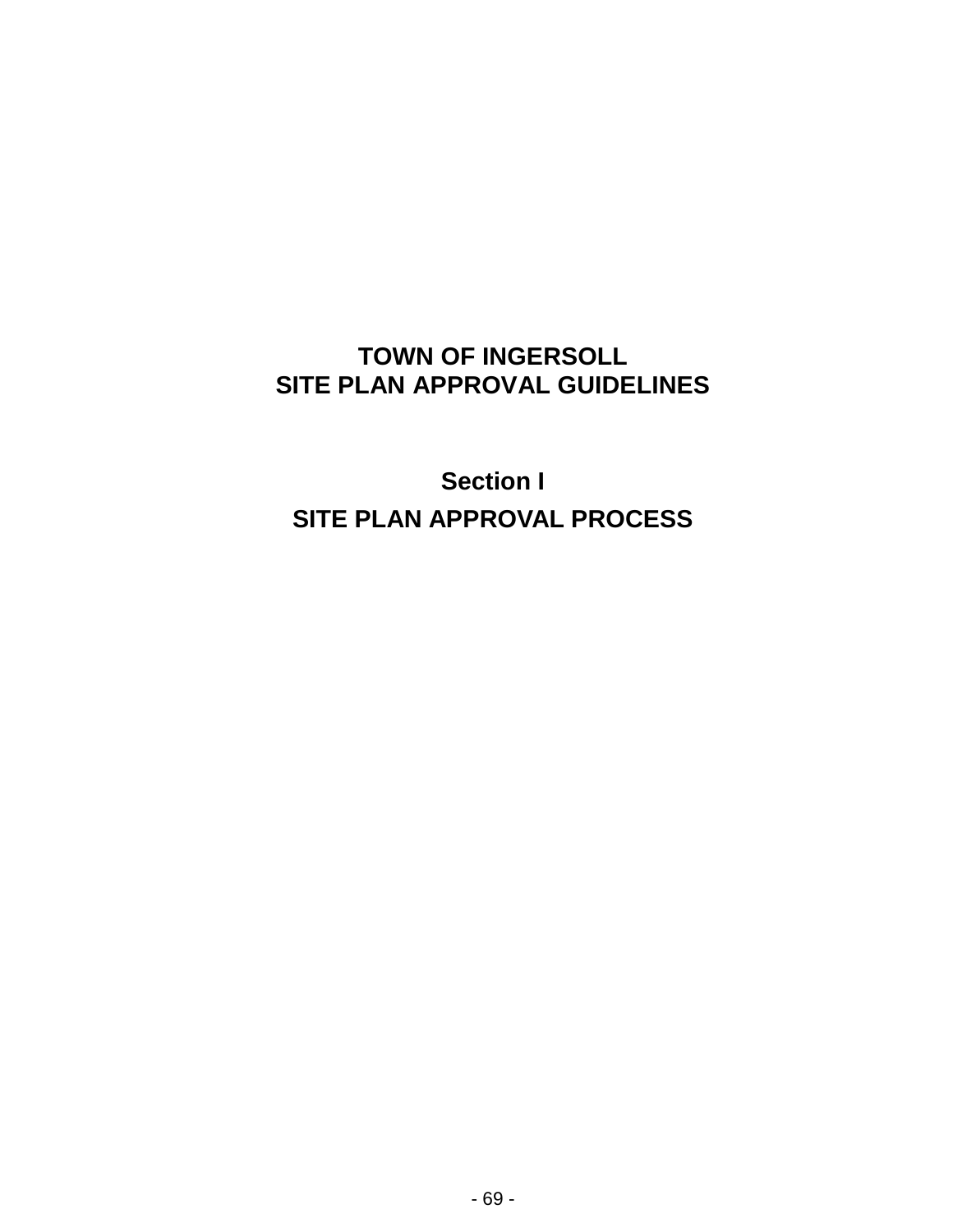# TOWN OF INGERSOLL
# SITE PLAN APPROVAL GUIDELINES

## Section I
## SITE PLAN APPROVAL PROCESS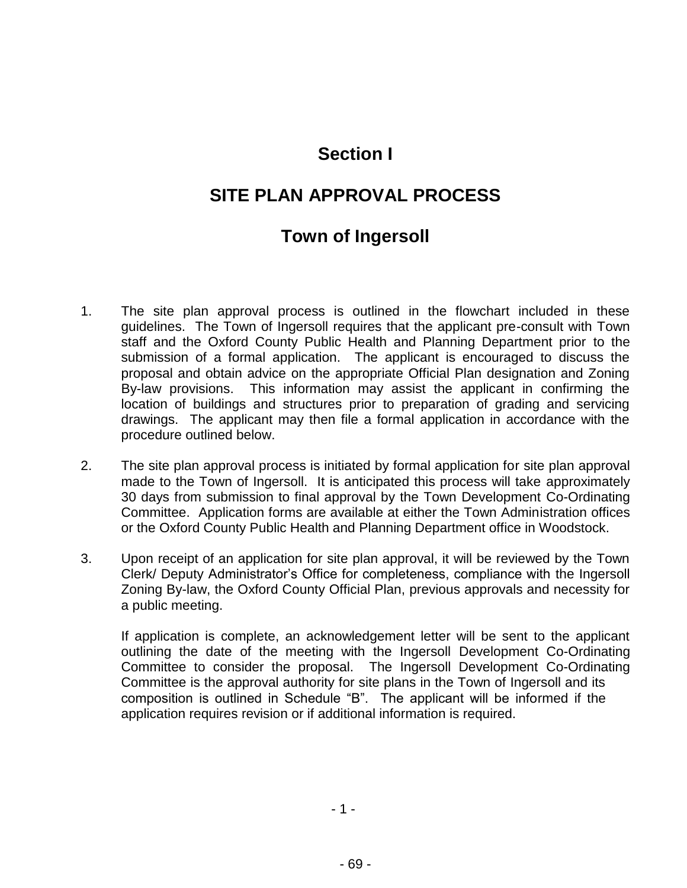# Section I

# SITE PLAN APPROVAL PROCESS

# Town of Ingersoll

1. The site plan approval process is outlined in the flowchart included in these guidelines. The Town of Ingersoll requires that the applicant pre-consult with Town staff and the Oxford County Public Health and Planning Department prior to the submission of a formal application. The applicant is encouraged to discuss the proposal and obtain advice on the appropriate Official Plan designation and Zoning By-law provisions. This information may assist the applicant in confirming the location of buildings and structures prior to preparation of grading and servicing drawings. The applicant may then file a formal application in accordance with the procedure outlined below.

2. The site plan approval process is initiated by formal application for site plan approval made to the Town of Ingersoll. It is anticipated this process will take approximately 30 days from submission to final approval by the Town Development Co-Ordinating Committee. Application forms are available at either the Town Administration offices or the Oxford County Public Health and Planning Department office in Woodstock.

3. Upon receipt of an application for site plan approval, it will be reviewed by the Town Clerk/ Deputy Administrator's Office for completeness, compliance with the Ingersoll Zoning By-law, the Oxford County Official Plan, previous approvals and necessity for a public meeting.

   If application is complete, an acknowledgement letter will be sent to the applicant outlining the date of the meeting with the Ingersoll Development Co-Ordinating Committee to consider the proposal. The Ingersoll Development Co-Ordinating Committee is the approval authority for site plans in the Town of Ingersoll and its composition is outlined in Schedule "B". The applicant will be informed if the application requires revision or if additional information is required.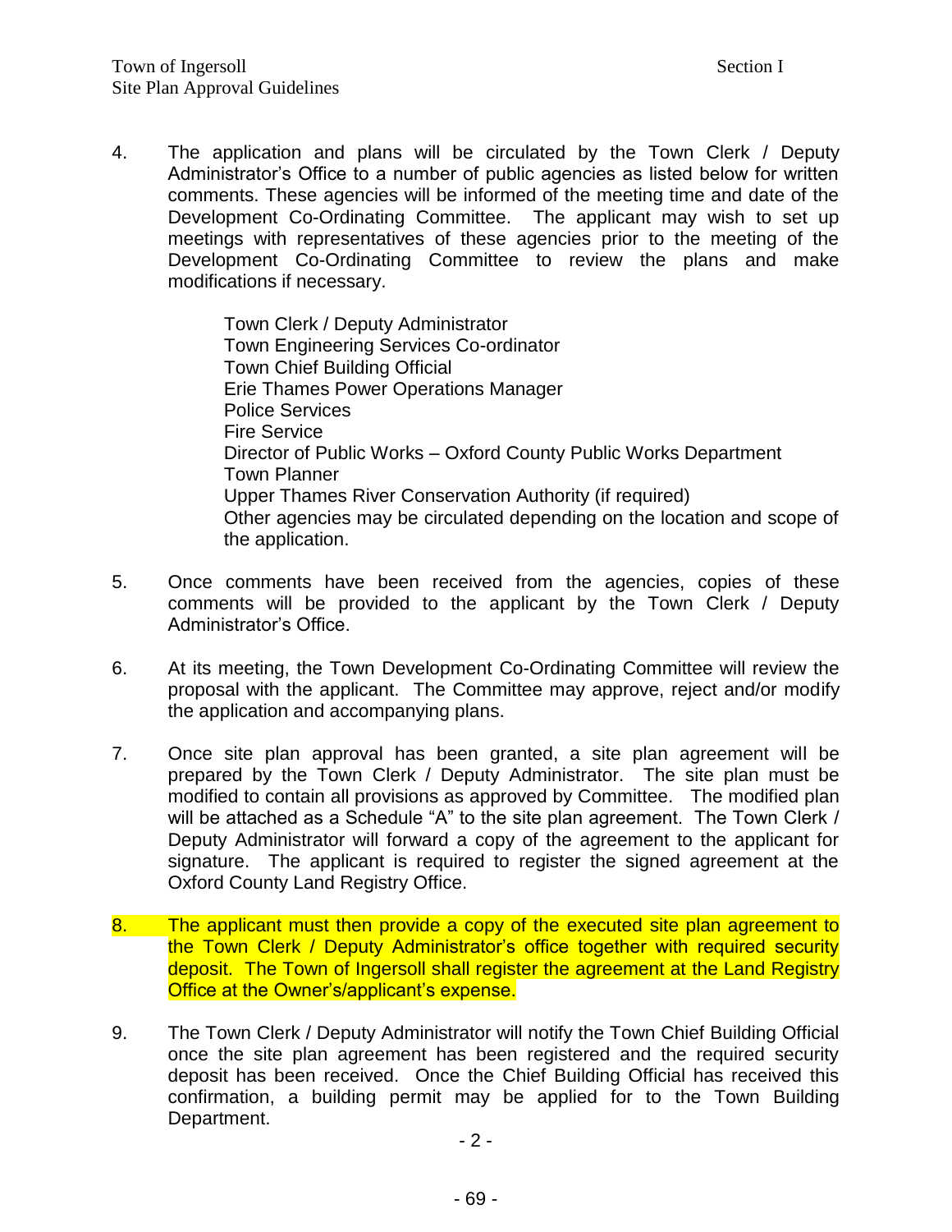4. The application and plans will be circulated by the Town Clerk / Deputy Administrator's Office to a number of public agencies as listed below for written comments. These agencies will be informed of the meeting time and date of the Development Co-Ordinating Committee. The applicant may wish to set up meetings with representatives of these agencies prior to the meeting of the Development Co-Ordinating Committee to review the plans and make modifications if necessary.

   Town Clerk / Deputy Administrator
   Town Engineering Services Co-ordinator
   Town Chief Building Official
   Erie Thames Power Operations Manager
   Police Services
   Fire Service
   Director of Public Works – Oxford County Public Works Department
   Town Planner
   Upper Thames River Conservation Authority (if required)
   Other agencies may be circulated depending on the location and scope of the application.

5. Once comments have been received from the agencies, copies of these comments will be provided to the applicant by the Town Clerk / Deputy Administrator's Office.

6. At its meeting, the Town Development Co-Ordinating Committee will review the proposal with the applicant. The Committee may approve, reject and/or modify the application and accompanying plans.

7. Once site plan approval has been granted, a site plan agreement will be prepared by the Town Clerk / Deputy Administrator. The site plan must be modified to contain all provisions as approved by Committee. The modified plan will be attached as a Schedule "A" to the site plan agreement. The Town Clerk / Deputy Administrator will forward a copy of the agreement to the applicant for signature. The applicant is required to register the signed agreement at the Oxford County Land Registry Office.

8. The applicant must then provide a copy of the executed site plan agreement to the Town Clerk / Deputy Administrator's office together with required security deposit. The Town of Ingersoll shall register the agreement at the Land Registry Office at the Owner's/applicant's expense.

9. The Town Clerk / Deputy Administrator will notify the Town Chief Building Official once the site plan agreement has been registered and the required security deposit has been received. Once the Chief Building Official has received this confirmation, a building permit may be applied for to the Town Building Department.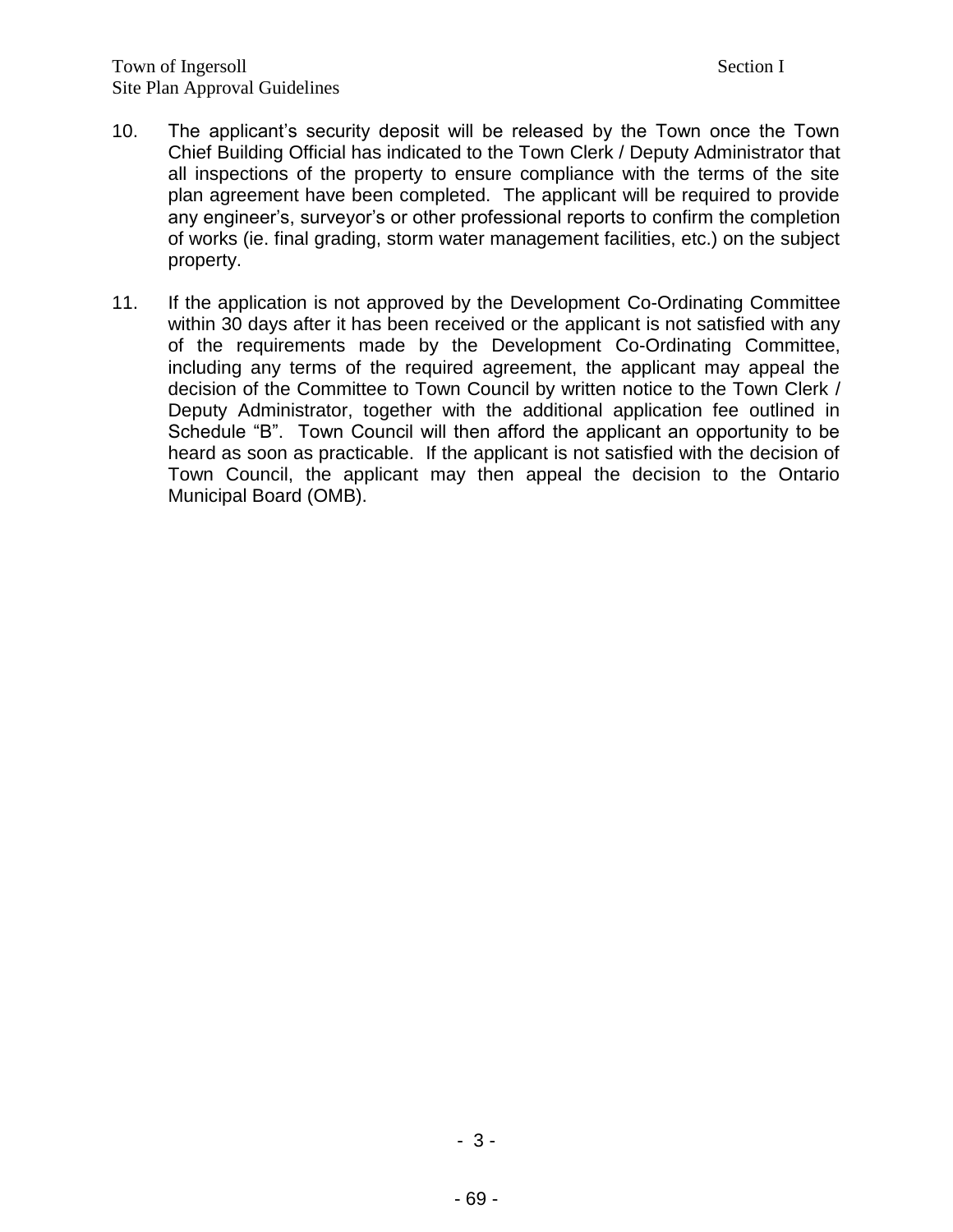10. The applicant's security deposit will be released by the Town once the Town Chief Building Official has indicated to the Town Clerk / Deputy Administrator that all inspections of the property to ensure compliance with the terms of the site plan agreement have been completed. The applicant will be required to provide any engineer's, surveyor's or other professional reports to confirm the completion of works (ie. final grading, storm water management facilities, etc.) on the subject property.

11. If the application is not approved by the Development Co-Ordinating Committee within 30 days after it has been received or the applicant is not satisfied with any of the requirements made by the Development Co-Ordinating Committee, including any terms of the required agreement, the applicant may appeal the decision of the Committee to Town Council by written notice to the Town Clerk / Deputy Administrator, together with the additional application fee outlined in Schedule "B". Town Council will then afford the applicant an opportunity to be heard as soon as practicable. If the applicant is not satisfied with the decision of Town Council, the applicant may then appeal the decision to the Ontario Municipal Board (OMB).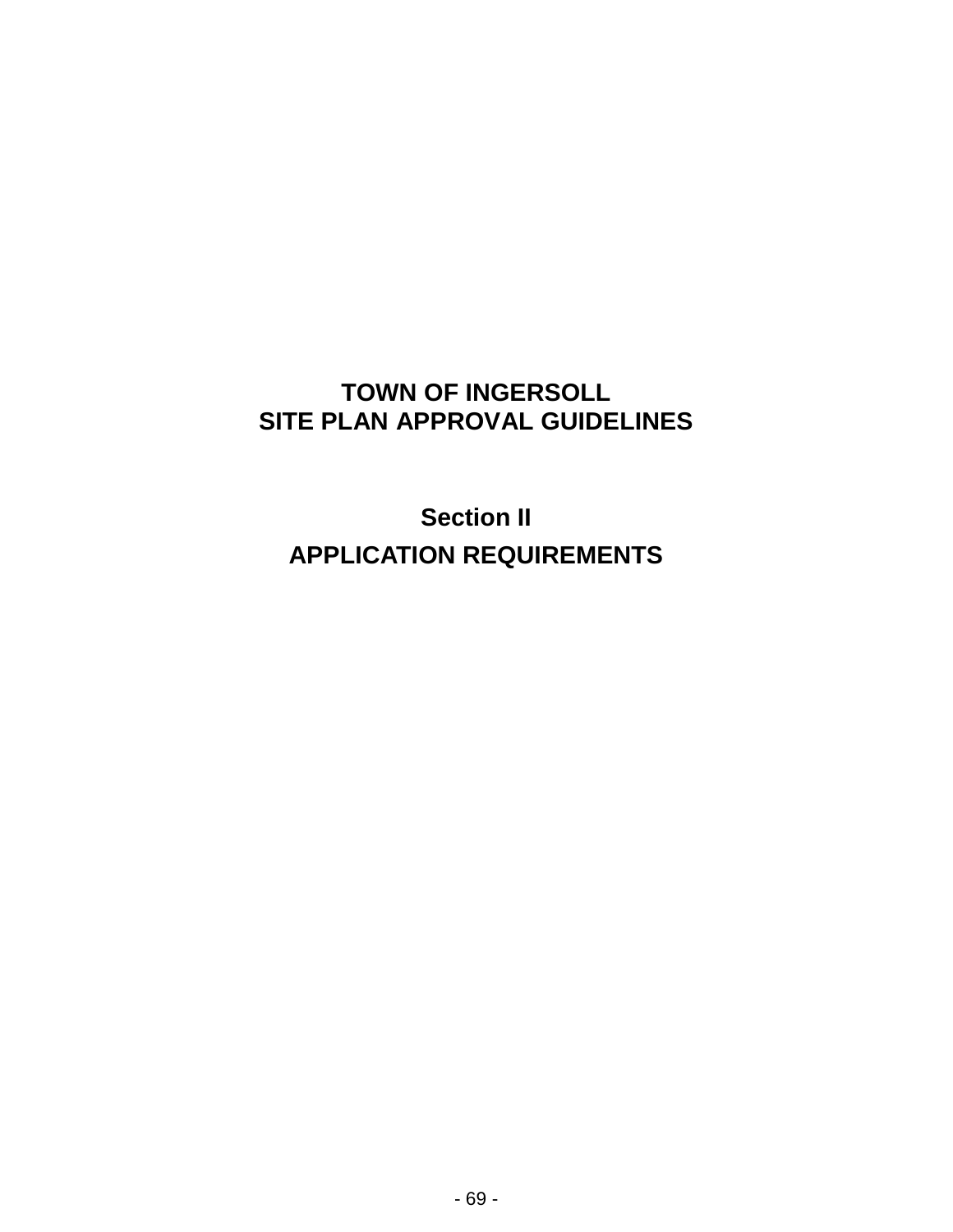# TOWN OF INGERSOLL
# SITE PLAN APPROVAL GUIDELINES

## Section II
## APPLICATION REQUIREMENTS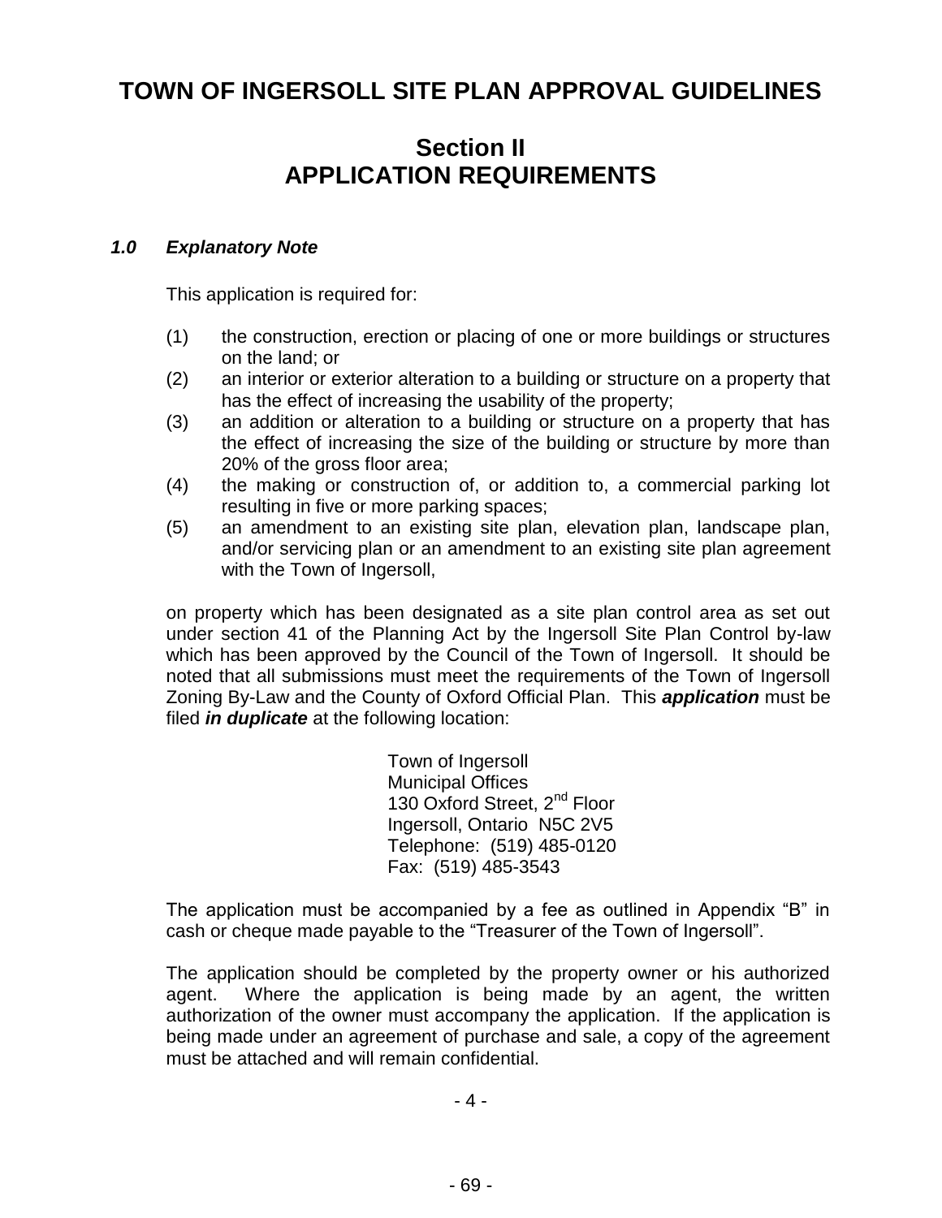# TOWN OF INGERSOLL SITE PLAN APPROVAL GUIDELINES

## Section II
## APPLICATION REQUIREMENTS

### *1.0 Explanatory Note*

This application is required for:

(1) the construction, erection or placing of one or more buildings or structures on the land; or

(2) an interior or exterior alteration to a building or structure on a property that has the effect of increasing the usability of the property;

(3) an addition or alteration to a building or structure on a property that has the effect of increasing the size of the building or structure by more than 20% of the gross floor area;

(4) the making or construction of, or addition to, a commercial parking lot resulting in five or more parking spaces;

(5) an amendment to an existing site plan, elevation plan, landscape plan, and/or servicing plan or an amendment to an existing site plan agreement with the Town of Ingersoll,

on property which has been designated as a site plan control area as set out under section 41 of the Planning Act by the Ingersoll Site Plan Control by-law which has been approved by the Council of the Town of Ingersoll. It should be noted that all submissions must meet the requirements of the Town of Ingersoll Zoning By-Law and the County of Oxford Official Plan. This ***application*** must be filed ***in duplicate*** at the following location:

Town of Ingersoll
Municipal Offices
130 Oxford Street, 2nd Floor
Ingersoll, Ontario N5C 2V5
Telephone: (519) 485-0120
Fax: (519) 485-3543

The application must be accompanied by a fee as outlined in Appendix "B" in cash or cheque made payable to the "Treasurer of the Town of Ingersoll".

The application should be completed by the property owner or his authorized agent. Where the application is being made by an agent, the written authorization of the owner must accompany the application. If the application is being made under an agreement of purchase and sale, a copy of the agreement must be attached and will remain confidential.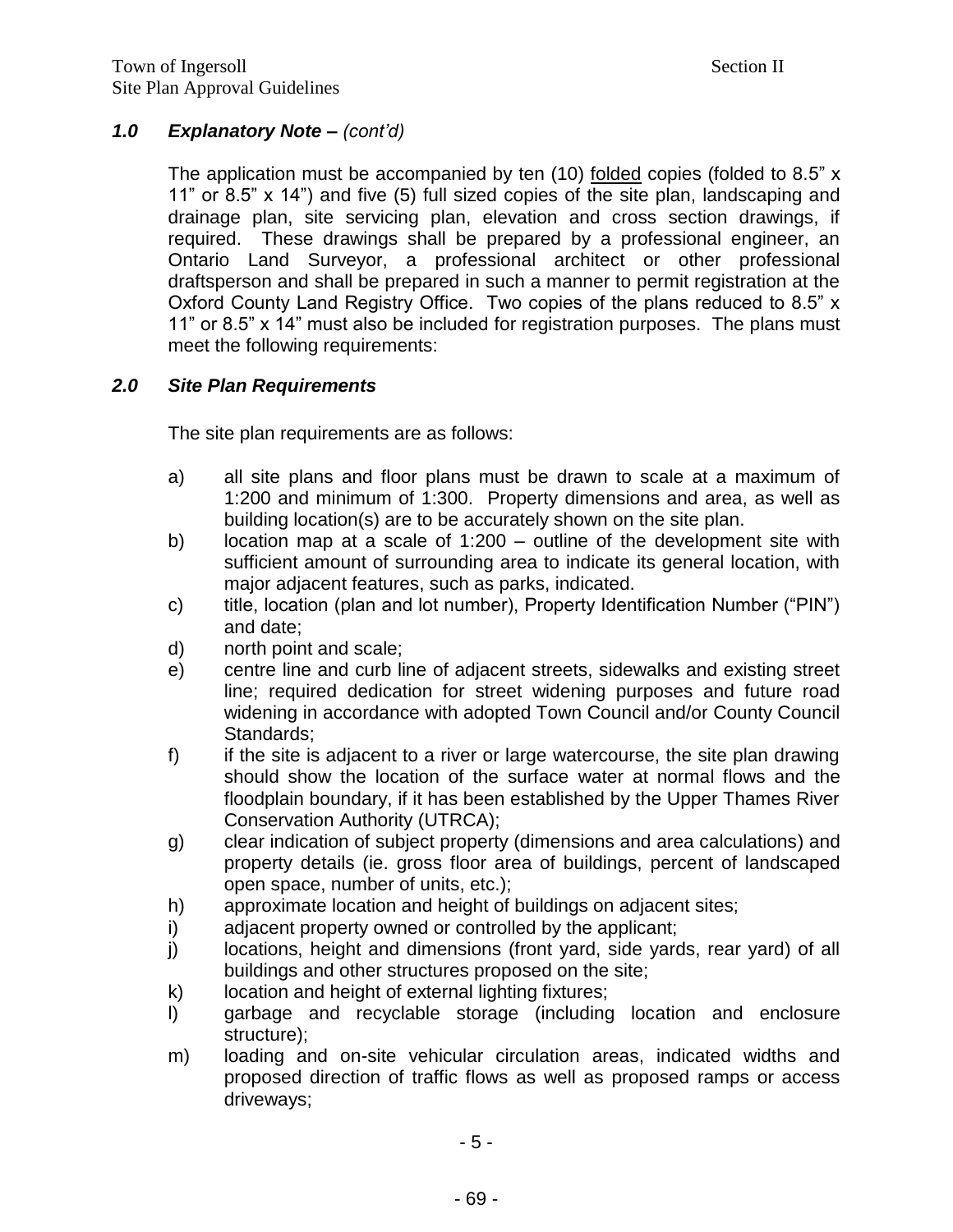## *1.0 Explanatory Note – (cont'd)*

The application must be accompanied by ten (10) <u>folded</u> copies (folded to 8.5" x 11" or 8.5" x 14") and five (5) full sized copies of the site plan, landscaping and drainage plan, site servicing plan, elevation and cross section drawings, if required. These drawings shall be prepared by a professional engineer, an Ontario Land Surveyor, a professional architect or other professional draftsperson and shall be prepared in such a manner to permit registration at the Oxford County Land Registry Office. Two copies of the plans reduced to 8.5" x 11" or 8.5" x 14" must also be included for registration purposes. The plans must meet the following requirements:

## *2.0 Site Plan Requirements*

The site plan requirements are as follows:

a) all site plans and floor plans must be drawn to scale at a maximum of 1:200 and minimum of 1:300. Property dimensions and area, as well as building location(s) are to be accurately shown on the site plan.

b) location map at a scale of 1:200 – outline of the development site with sufficient amount of surrounding area to indicate its general location, with major adjacent features, such as parks, indicated.

c) title, location (plan and lot number), Property Identification Number ("PIN") and date;

d) north point and scale;

e) centre line and curb line of adjacent streets, sidewalks and existing street line; required dedication for street widening purposes and future road widening in accordance with adopted Town Council and/or County Council Standards;

f) if the site is adjacent to a river or large watercourse, the site plan drawing should show the location of the surface water at normal flows and the floodplain boundary, if it has been established by the Upper Thames River Conservation Authority (UTRCA);

g) clear indication of subject property (dimensions and area calculations) and property details (ie. gross floor area of buildings, percent of landscaped open space, number of units, etc.);

h) approximate location and height of buildings on adjacent sites;

i) adjacent property owned or controlled by the applicant;

j) locations, height and dimensions (front yard, side yards, rear yard) of all buildings and other structures proposed on the site;

k) location and height of external lighting fixtures;

l) garbage and recyclable storage (including location and enclosure structure);

m) loading and on-site vehicular circulation areas, indicated widths and proposed direction of traffic flows as well as proposed ramps or access driveways;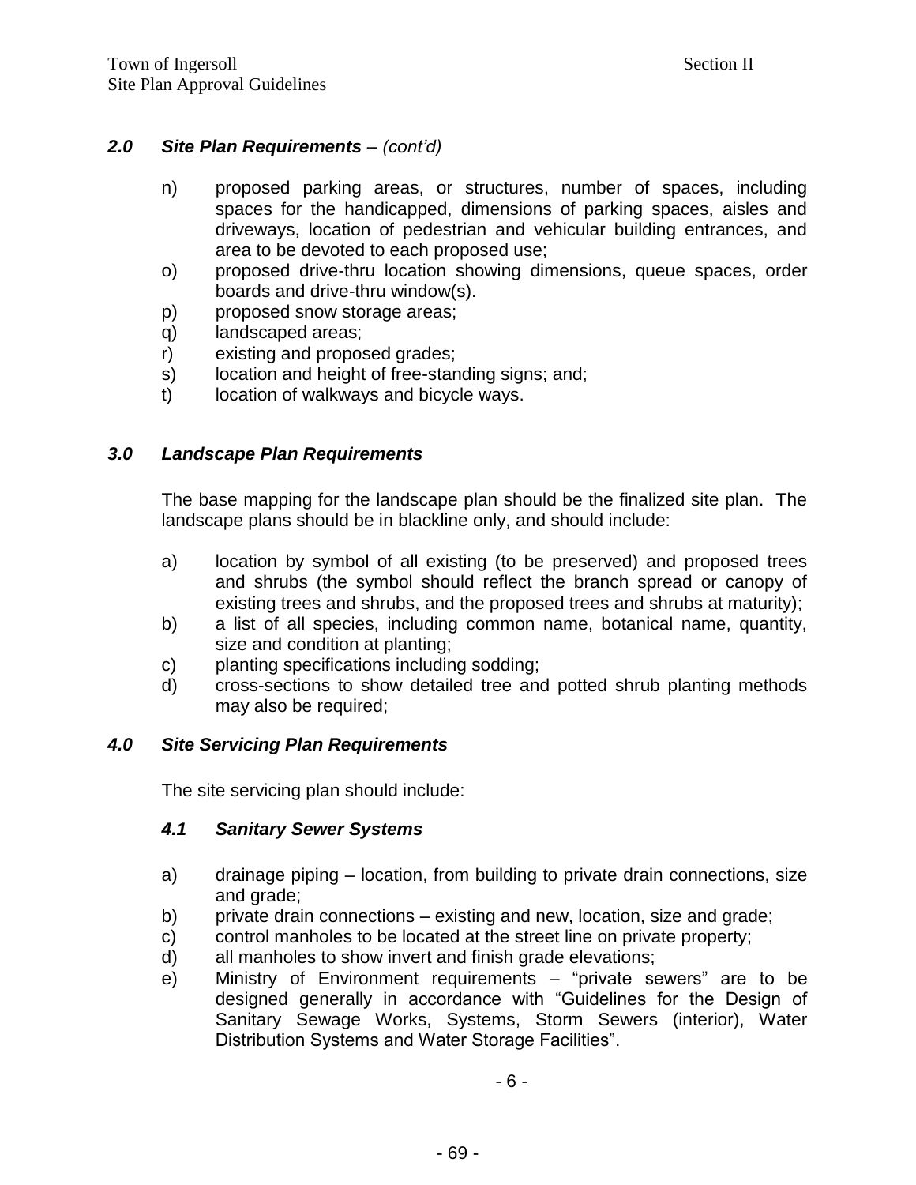## *2.0 Site Plan Requirements – (cont'd)*

n) proposed parking areas, or structures, number of spaces, including spaces for the handicapped, dimensions of parking spaces, aisles and driveways, location of pedestrian and vehicular building entrances, and area to be devoted to each proposed use;

o) proposed drive-thru location showing dimensions, queue spaces, order boards and drive-thru window(s).

p) proposed snow storage areas;

q) landscaped areas;

r) existing and proposed grades;

s) location and height of free-standing signs; and;

t) location of walkways and bicycle ways.

## *3.0 Landscape Plan Requirements*

The base mapping for the landscape plan should be the finalized site plan. The landscape plans should be in blackline only, and should include:

a) location by symbol of all existing (to be preserved) and proposed trees and shrubs (the symbol should reflect the branch spread or canopy of existing trees and shrubs, and the proposed trees and shrubs at maturity);

b) a list of all species, including common name, botanical name, quantity, size and condition at planting;

c) planting specifications including sodding;

d) cross-sections to show detailed tree and potted shrub planting methods may also be required;

## *4.0 Site Servicing Plan Requirements*

The site servicing plan should include:

### *4.1 Sanitary Sewer Systems*

a) drainage piping – location, from building to private drain connections, size and grade;

b) private drain connections – existing and new, location, size and grade;

c) control manholes to be located at the street line on private property;

d) all manholes to show invert and finish grade elevations;

e) Ministry of Environment requirements – "private sewers" are to be designed generally in accordance with "Guidelines for the Design of Sanitary Sewage Works, Systems, Storm Sewers (interior), Water Distribution Systems and Water Storage Facilities".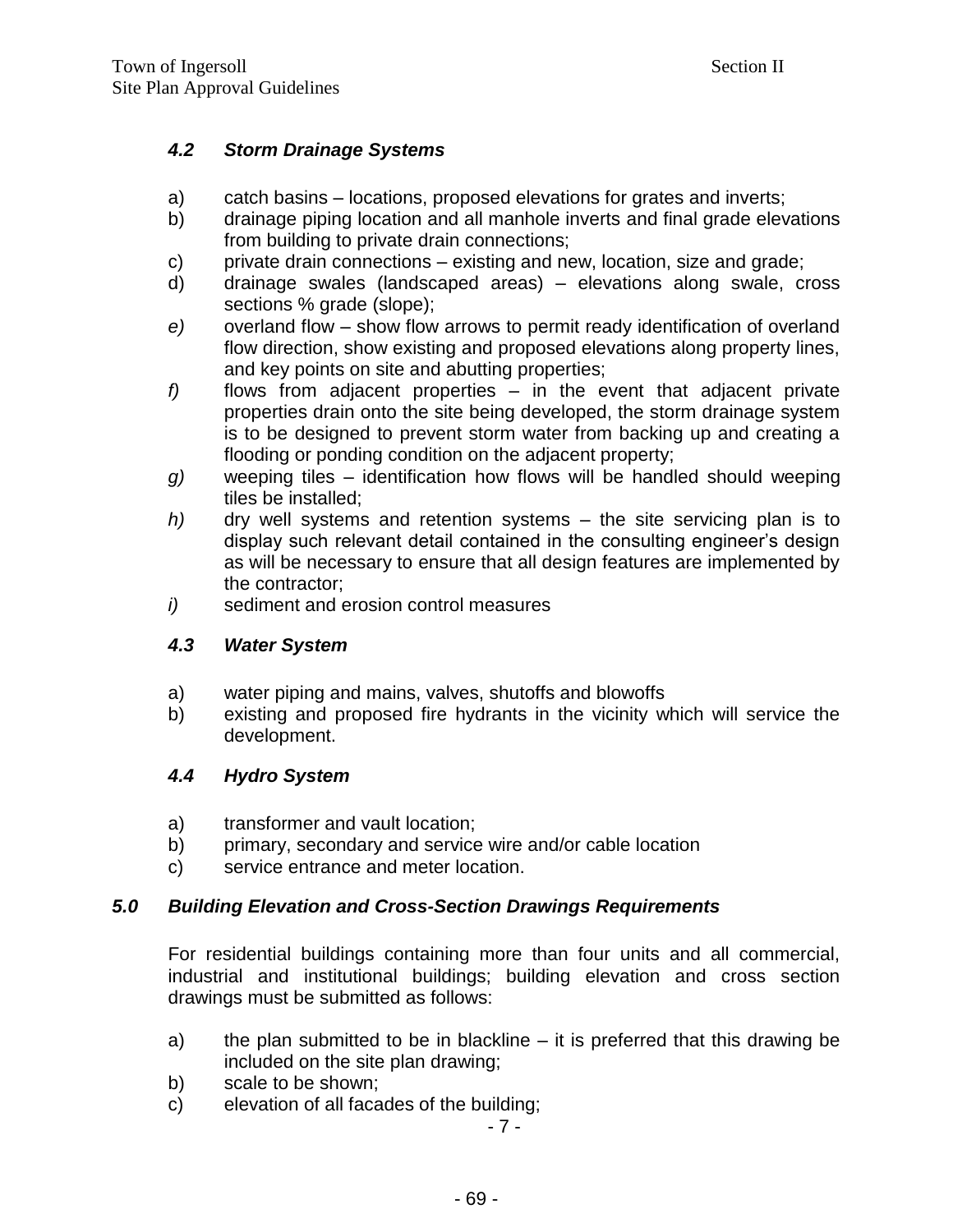### *4.2 Storm Drainage Systems*

a) catch basins – locations, proposed elevations for grates and inverts;
b) drainage piping location and all manhole inverts and final grade elevations from building to private drain connections;
c) private drain connections – existing and new, location, size and grade;
d) drainage swales (landscaped areas) – elevations along swale, cross sections % grade (slope);
*e)* overland flow – show flow arrows to permit ready identification of overland flow direction, show existing and proposed elevations along property lines, and key points on site and abutting properties;
*f)* flows from adjacent properties – in the event that adjacent private properties drain onto the site being developed, the storm drainage system is to be designed to prevent storm water from backing up and creating a flooding or ponding condition on the adjacent property;
*g)* weeping tiles – identification how flows will be handled should weeping tiles be installed;
*h)* dry well systems and retention systems – the site servicing plan is to display such relevant detail contained in the consulting engineer's design as will be necessary to ensure that all design features are implemented by the contractor;
*i)* sediment and erosion control measures

### *4.3 Water System*

a) water piping and mains, valves, shutoffs and blowoffs
b) existing and proposed fire hydrants in the vicinity which will service the development.

### *4.4 Hydro System*

a) transformer and vault location;
b) primary, secondary and service wire and/or cable location
c) service entrance and meter location.

## *5.0 Building Elevation and Cross-Section Drawings Requirements*

For residential buildings containing more than four units and all commercial, industrial and institutional buildings; building elevation and cross section drawings must be submitted as follows:

a) the plan submitted to be in blackline – it is preferred that this drawing be included on the site plan drawing;
b) scale to be shown;
c) elevation of all facades of the building;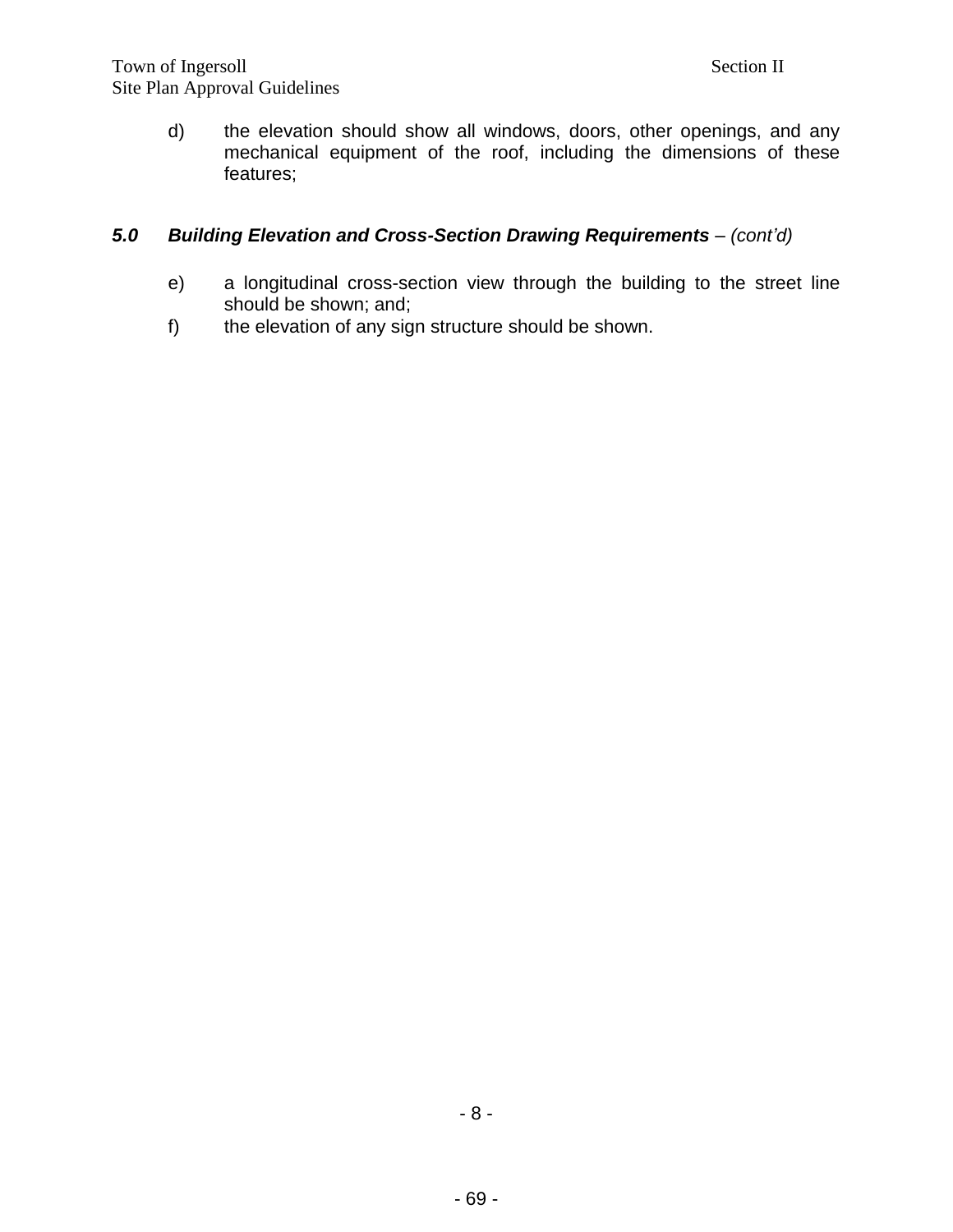d) the elevation should show all windows, doors, other openings, and any mechanical equipment of the roof, including the dimensions of these features;

### *5.0 Building Elevation and Cross-Section Drawing Requirements – (cont'd)*

e) a longitudinal cross-section view through the building to the street line should be shown; and;

f) the elevation of any sign structure should be shown.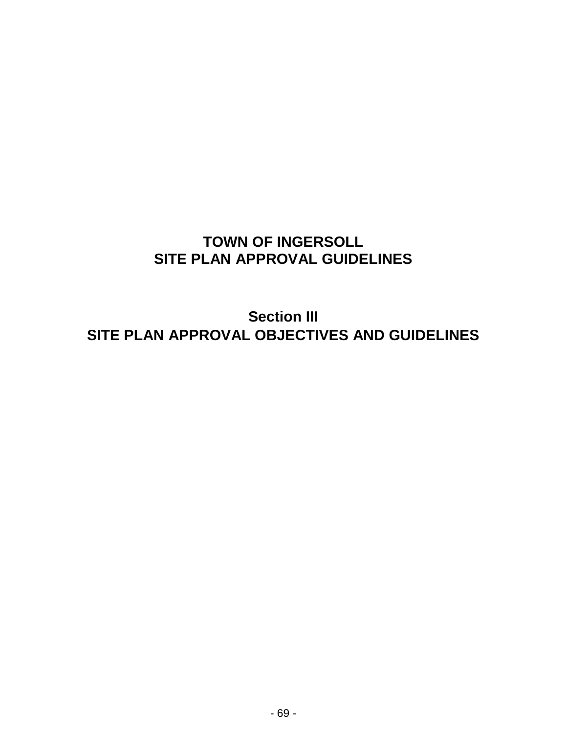# TOWN OF INGERSOLL
# SITE PLAN APPROVAL GUIDELINES

## Section III
## SITE PLAN APPROVAL OBJECTIVES AND GUIDELINES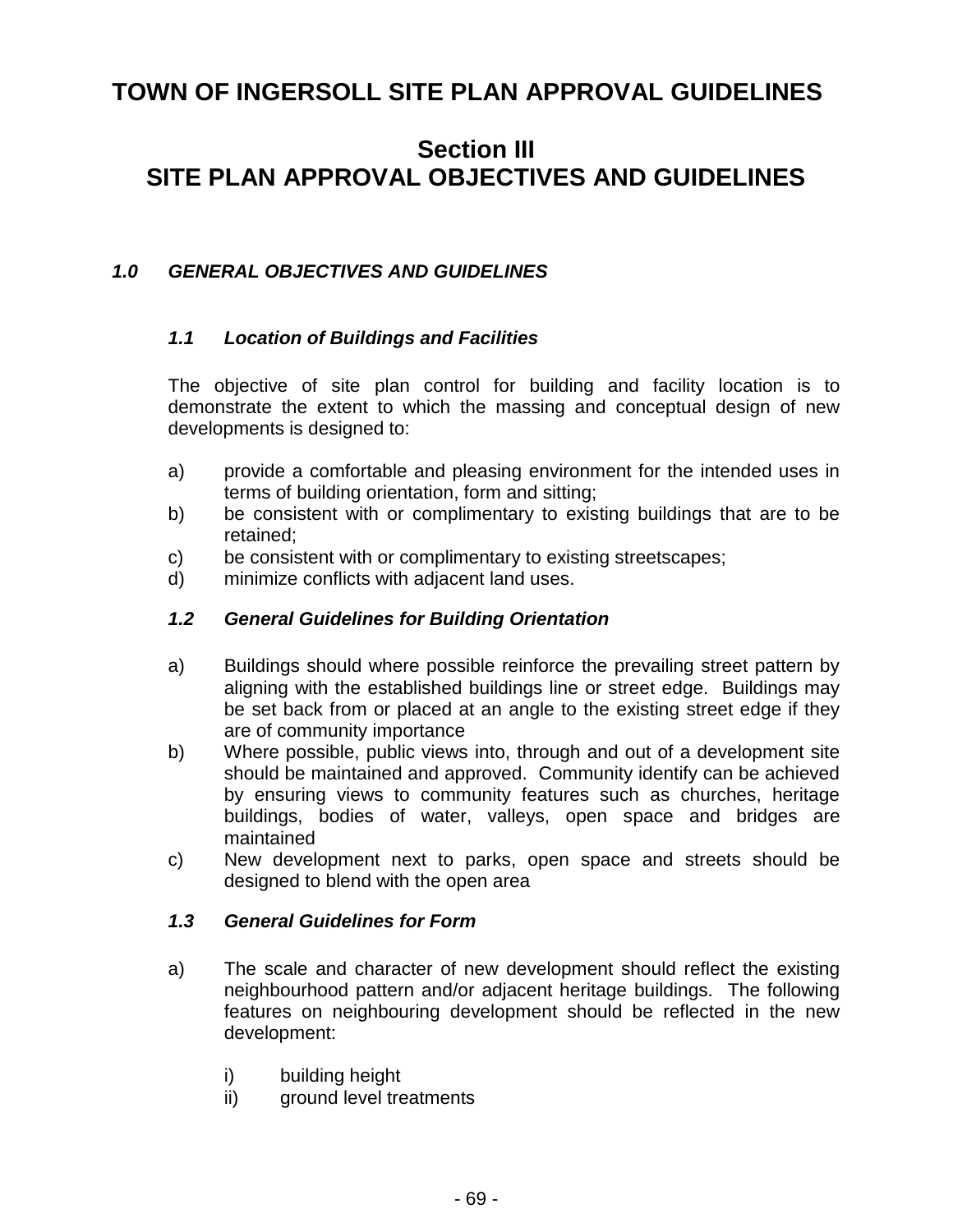# TOWN OF INGERSOLL SITE PLAN APPROVAL GUIDELINES

## Section III
## SITE PLAN APPROVAL OBJECTIVES AND GUIDELINES

### *1.0 GENERAL OBJECTIVES AND GUIDELINES*

#### *1.1 Location of Buildings and Facilities*

The objective of site plan control for building and facility location is to demonstrate the extent to which the massing and conceptual design of new developments is designed to:

a) provide a comfortable and pleasing environment for the intended uses in terms of building orientation, form and sitting;
b) be consistent with or complimentary to existing buildings that are to be retained;
c) be consistent with or complimentary to existing streetscapes;
d) minimize conflicts with adjacent land uses.

#### *1.2 General Guidelines for Building Orientation*

a) Buildings should where possible reinforce the prevailing street pattern by aligning with the established buildings line or street edge. Buildings may be set back from or placed at an angle to the existing street edge if they are of community importance
b) Where possible, public views into, through and out of a development site should be maintained and approved. Community identify can be achieved by ensuring views to community features such as churches, heritage buildings, bodies of water, valleys, open space and bridges are maintained
c) New development next to parks, open space and streets should be designed to blend with the open area

#### *1.3 General Guidelines for Form*

a) The scale and character of new development should reflect the existing neighbourhood pattern and/or adjacent heritage buildings. The following features on neighbouring development should be reflected in the new development:

   i) building height
   ii) ground level treatments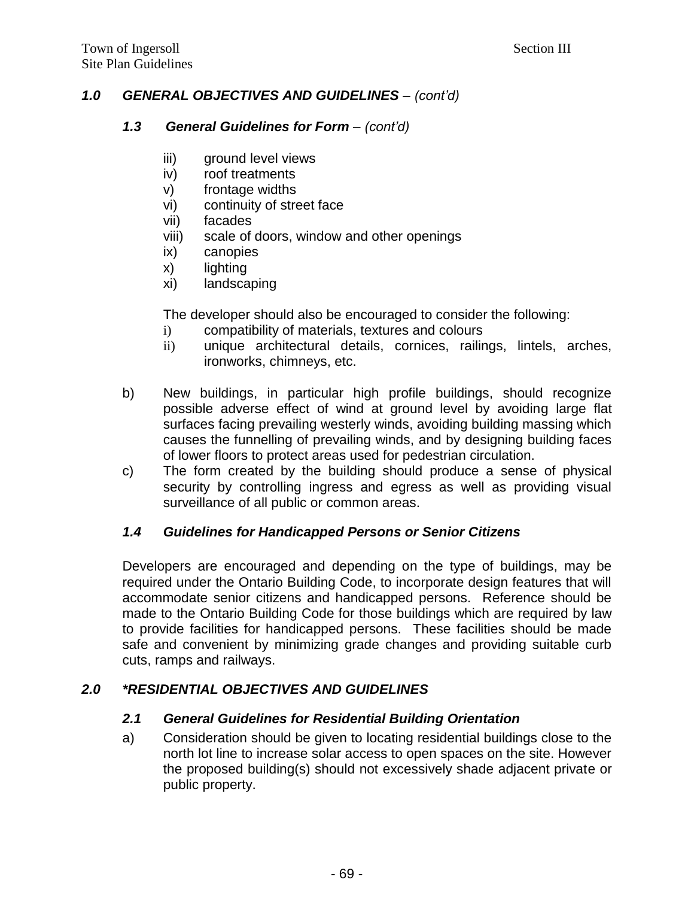## *1.0 GENERAL OBJECTIVES AND GUIDELINES – (cont'd)*

### *1.3 General Guidelines for Form – (cont'd)*

iii) ground level views
iv) roof treatments
v) frontage widths
vi) continuity of street face
vii) facades
viii) scale of doors, window and other openings
ix) canopies
x) lighting
xi) landscaping

The developer should also be encouraged to consider the following:

i) compatibility of materials, textures and colours
ii) unique architectural details, cornices, railings, lintels, arches, ironworks, chimneys, etc.

b) New buildings, in particular high profile buildings, should recognize possible adverse effect of wind at ground level by avoiding large flat surfaces facing prevailing westerly winds, avoiding building massing which causes the funnelling of prevailing winds, and by designing building faces of lower floors to protect areas used for pedestrian circulation.

c) The form created by the building should produce a sense of physical security by controlling ingress and egress as well as providing visual surveillance of all public or common areas.

### *1.4 Guidelines for Handicapped Persons or Senior Citizens*

Developers are encouraged and depending on the type of buildings, may be required under the Ontario Building Code, to incorporate design features that will accommodate senior citizens and handicapped persons. Reference should be made to the Ontario Building Code for those buildings which are required by law to provide facilities for handicapped persons. These facilities should be made safe and convenient by minimizing grade changes and providing suitable curb cuts, ramps and railways.

## *2.0 *RESIDENTIAL OBJECTIVES AND GUIDELINES*

### *2.1 General Guidelines for Residential Building Orientation*

a) Consideration should be given to locating residential buildings close to the north lot line to increase solar access to open spaces on the site. However the proposed building(s) should not excessively shade adjacent private or public property.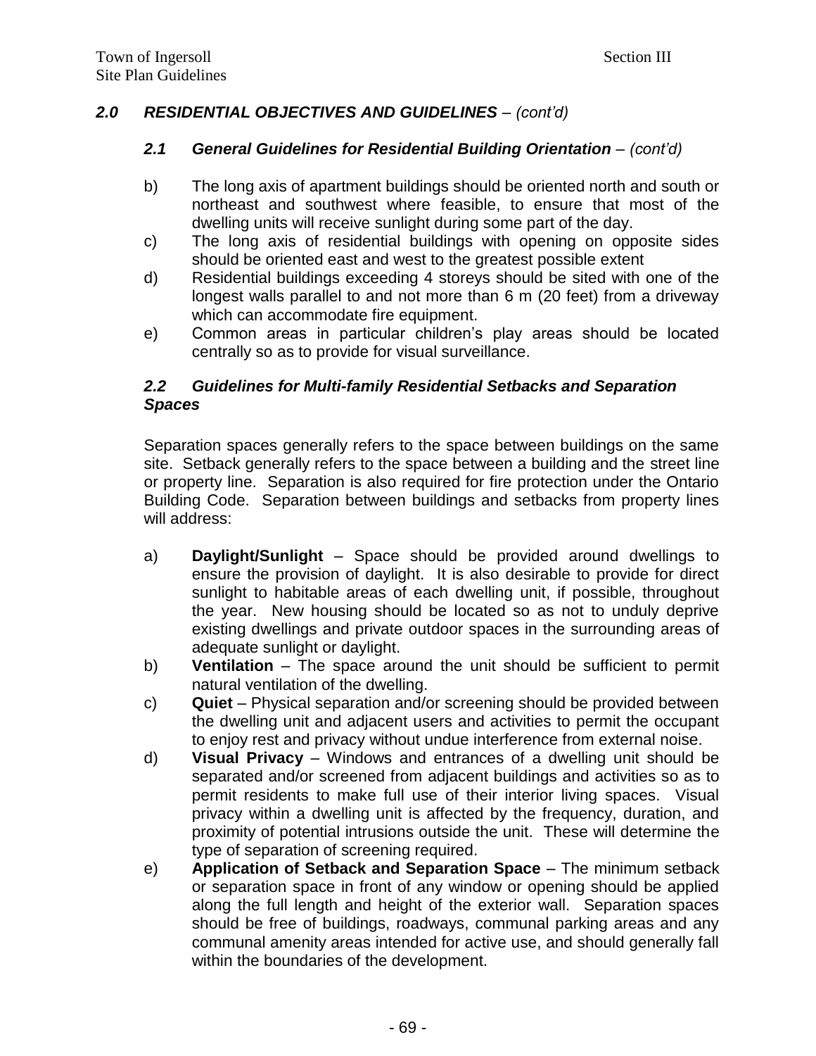## *2.0 RESIDENTIAL OBJECTIVES AND GUIDELINES – (cont'd)*

### *2.1 General Guidelines for Residential Building Orientation – (cont'd)*

b) The long axis of apartment buildings should be oriented north and south or northeast and southwest where feasible, to ensure that most of the dwelling units will receive sunlight during some part of the day.

c) The long axis of residential buildings with opening on opposite sides should be oriented east and west to the greatest possible extent

d) Residential buildings exceeding 4 storeys should be sited with one of the longest walls parallel to and not more than 6 m (20 feet) from a driveway which can accommodate fire equipment.

e) Common areas in particular children's play areas should be located centrally so as to provide for visual surveillance.

### *2.2 Guidelines for Multi-family Residential Setbacks and Separation Spaces*

Separation spaces generally refers to the space between buildings on the same site. Setback generally refers to the space between a building and the street line or property line. Separation is also required for fire protection under the Ontario Building Code. Separation between buildings and setbacks from property lines will address:

a) **Daylight/Sunlight** – Space should be provided around dwellings to ensure the provision of daylight. It is also desirable to provide for direct sunlight to habitable areas of each dwelling unit, if possible, throughout the year. New housing should be located so as not to unduly deprive existing dwellings and private outdoor spaces in the surrounding areas of adequate sunlight or daylight.

b) **Ventilation** – The space around the unit should be sufficient to permit natural ventilation of the dwelling.

c) **Quiet** – Physical separation and/or screening should be provided between the dwelling unit and adjacent users and activities to permit the occupant to enjoy rest and privacy without undue interference from external noise.

d) **Visual Privacy** – Windows and entrances of a dwelling unit should be separated and/or screened from adjacent buildings and activities so as to permit residents to make full use of their interior living spaces. Visual privacy within a dwelling unit is affected by the frequency, duration, and proximity of potential intrusions outside the unit. These will determine the type of separation of screening required.

e) **Application of Setback and Separation Space** – The minimum setback or separation space in front of any window or opening should be applied along the full length and height of the exterior wall. Separation spaces should be free of buildings, roadways, communal parking areas and any communal amenity areas intended for active use, and should generally fall within the boundaries of the development.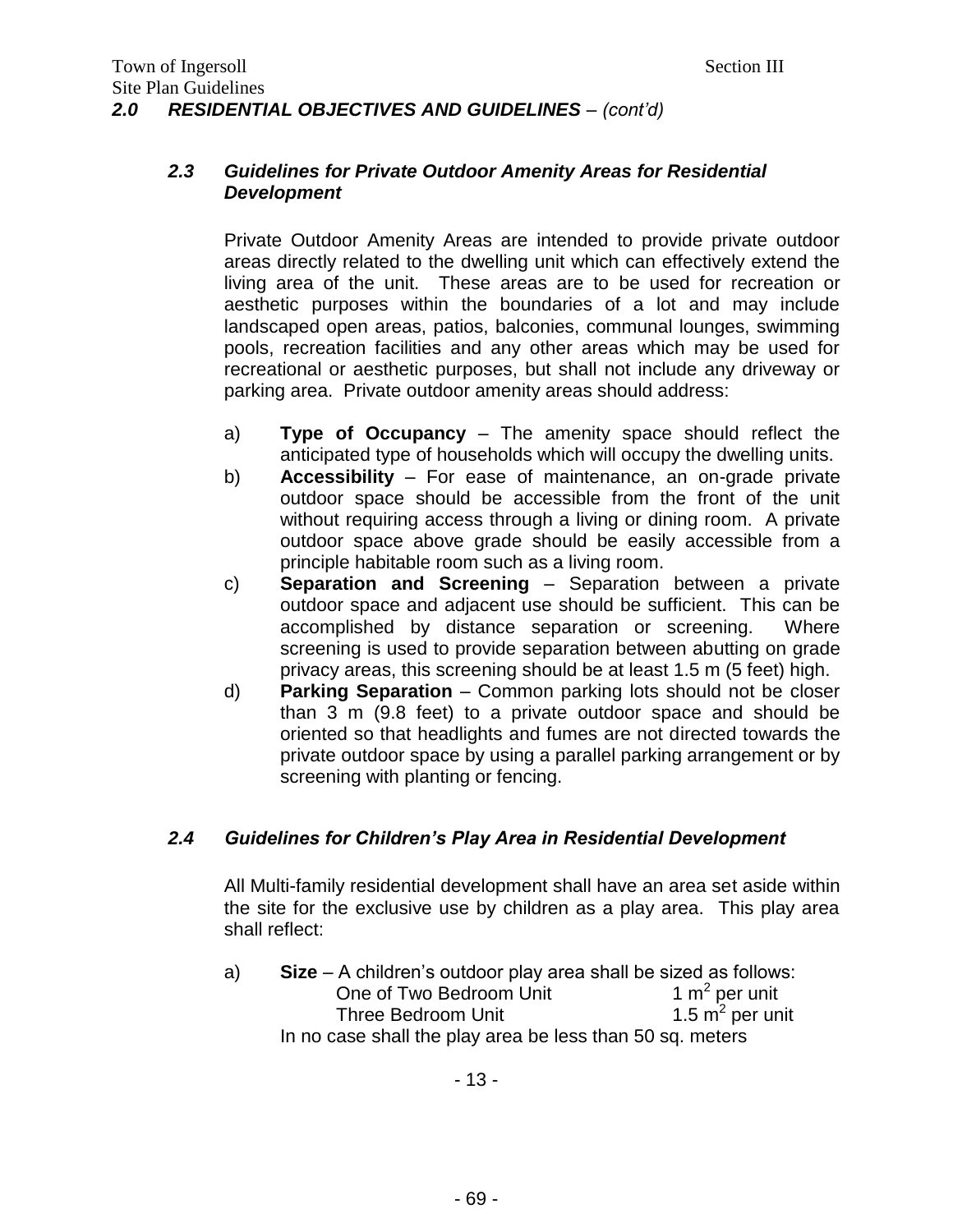## *2.0 RESIDENTIAL OBJECTIVES AND GUIDELINES – (cont'd)*

### *2.3 Guidelines for Private Outdoor Amenity Areas for Residential Development*

Private Outdoor Amenity Areas are intended to provide private outdoor areas directly related to the dwelling unit which can effectively extend the living area of the unit. These areas are to be used for recreation or aesthetic purposes within the boundaries of a lot and may include landscaped open areas, patios, balconies, communal lounges, swimming pools, recreation facilities and any other areas which may be used for recreational or aesthetic purposes, but shall not include any driveway or parking area. Private outdoor amenity areas should address:

a) **Type of Occupancy** – The amenity space should reflect the anticipated type of households which will occupy the dwelling units.

b) **Accessibility** – For ease of maintenance, an on-grade private outdoor space should be accessible from the front of the unit without requiring access through a living or dining room. A private outdoor space above grade should be easily accessible from a principle habitable room such as a living room.

c) **Separation and Screening** – Separation between a private outdoor space and adjacent use should be sufficient. This can be accomplished by distance separation or screening. Where screening is used to provide separation between abutting on grade privacy areas, this screening should be at least 1.5 m (5 feet) high.

d) **Parking Separation** – Common parking lots should not be closer than 3 m (9.8 feet) to a private outdoor space and should be oriented so that headlights and fumes are not directed towards the private outdoor space by using a parallel parking arrangement or by screening with planting or fencing.

### *2.4 Guidelines for Children's Play Area in Residential Development*

All Multi-family residential development shall have an area set aside within the site for the exclusive use by children as a play area. This play area shall reflect:

a) **Size** – A children's outdoor play area shall be sized as follows:

| | |
|---|---|
| One of Two Bedroom Unit | 1 $m^2$ per unit |
| Three Bedroom Unit | 1.5 $m^2$ per unit |

In no case shall the play area be less than 50 sq. meters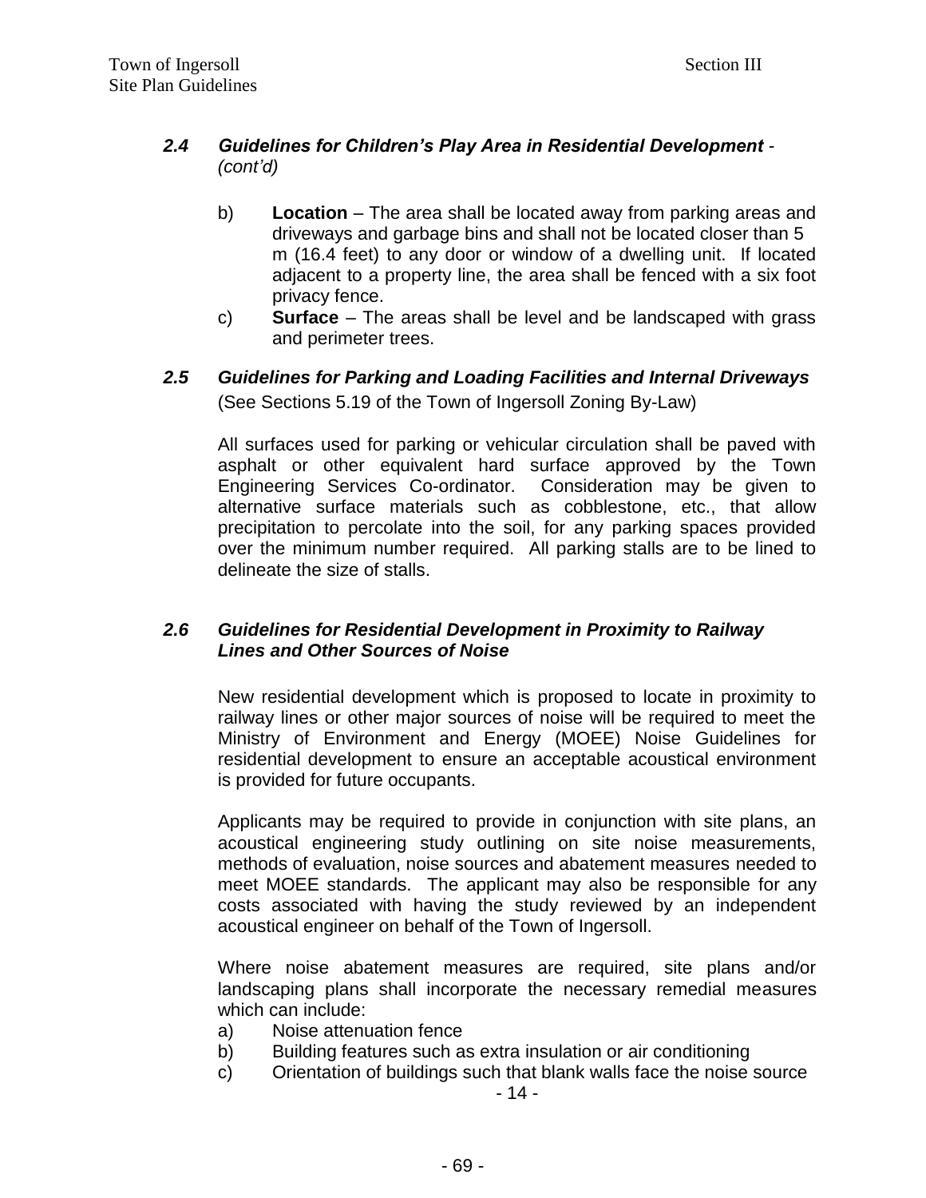### *2.4 Guidelines for Children's Play Area in Residential Development - (cont'd)*

b) **Location** – The area shall be located away from parking areas and driveways and garbage bins and shall not be located closer than 5 m (16.4 feet) to any door or window of a dwelling unit. If located adjacent to a property line, the area shall be fenced with a six foot privacy fence.

c) **Surface** – The areas shall be level and be landscaped with grass and perimeter trees.

### *2.5 Guidelines for Parking and Loading Facilities and Internal Driveways*

(See Sections 5.19 of the Town of Ingersoll Zoning By-Law)

All surfaces used for parking or vehicular circulation shall be paved with asphalt or other equivalent hard surface approved by the Town Engineering Services Co-ordinator. Consideration may be given to alternative surface materials such as cobblestone, etc., that allow precipitation to percolate into the soil, for any parking spaces provided over the minimum number required. All parking stalls are to be lined to delineate the size of stalls.

### *2.6 Guidelines for Residential Development in Proximity to Railway Lines and Other Sources of Noise*

New residential development which is proposed to locate in proximity to railway lines or other major sources of noise will be required to meet the Ministry of Environment and Energy (MOEE) Noise Guidelines for residential development to ensure an acceptable acoustical environment is provided for future occupants.

Applicants may be required to provide in conjunction with site plans, an acoustical engineering study outlining on site noise measurements, methods of evaluation, noise sources and abatement measures needed to meet MOEE standards. The applicant may also be responsible for any costs associated with having the study reviewed by an independent acoustical engineer on behalf of the Town of Ingersoll.

Where noise abatement measures are required, site plans and/or landscaping plans shall incorporate the necessary remedial measures which can include:

a) Noise attenuation fence
b) Building features such as extra insulation or air conditioning
c) Orientation of buildings such that blank walls face the noise source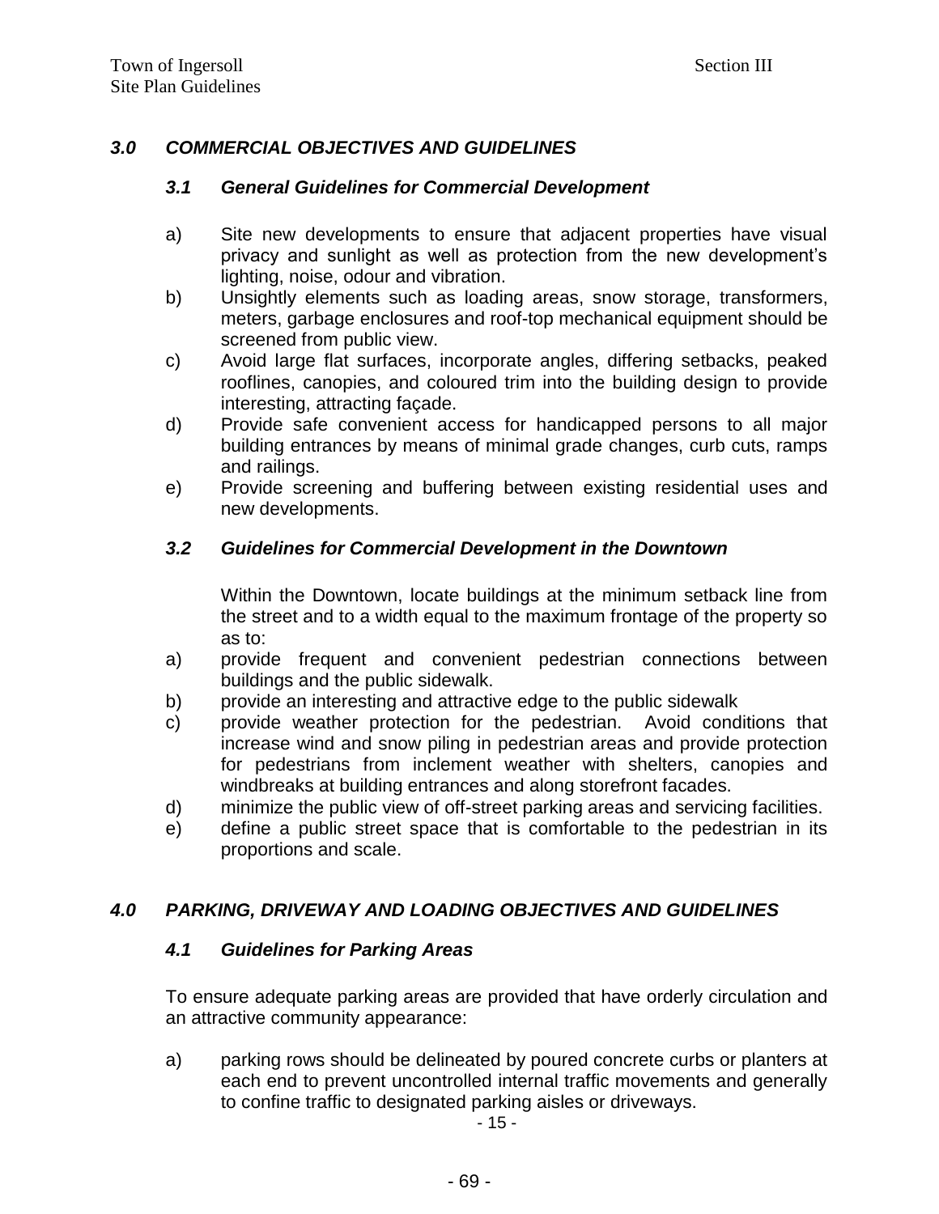## *3.0 COMMERCIAL OBJECTIVES AND GUIDELINES*

### *3.1 General Guidelines for Commercial Development*

a) Site new developments to ensure that adjacent properties have visual privacy and sunlight as well as protection from the new development's lighting, noise, odour and vibration.

b) Unsightly elements such as loading areas, snow storage, transformers, meters, garbage enclosures and roof-top mechanical equipment should be screened from public view.

c) Avoid large flat surfaces, incorporate angles, differing setbacks, peaked rooflines, canopies, and coloured trim into the building design to provide interesting, attracting façade.

d) Provide safe convenient access for handicapped persons to all major building entrances by means of minimal grade changes, curb cuts, ramps and railings.

e) Provide screening and buffering between existing residential uses and new developments.

### *3.2 Guidelines for Commercial Development in the Downtown*

Within the Downtown, locate buildings at the minimum setback line from the street and to a width equal to the maximum frontage of the property so as to:

a) provide frequent and convenient pedestrian connections between buildings and the public sidewalk.

b) provide an interesting and attractive edge to the public sidewalk

c) provide weather protection for the pedestrian. Avoid conditions that increase wind and snow piling in pedestrian areas and provide protection for pedestrians from inclement weather with shelters, canopies and windbreaks at building entrances and along storefront facades.

d) minimize the public view of off-street parking areas and servicing facilities.

e) define a public street space that is comfortable to the pedestrian in its proportions and scale.

## *4.0 PARKING, DRIVEWAY AND LOADING OBJECTIVES AND GUIDELINES*

### *4.1 Guidelines for Parking Areas*

To ensure adequate parking areas are provided that have orderly circulation and an attractive community appearance:

a) parking rows should be delineated by poured concrete curbs or planters at each end to prevent uncontrolled internal traffic movements and generally to confine traffic to designated parking aisles or driveways.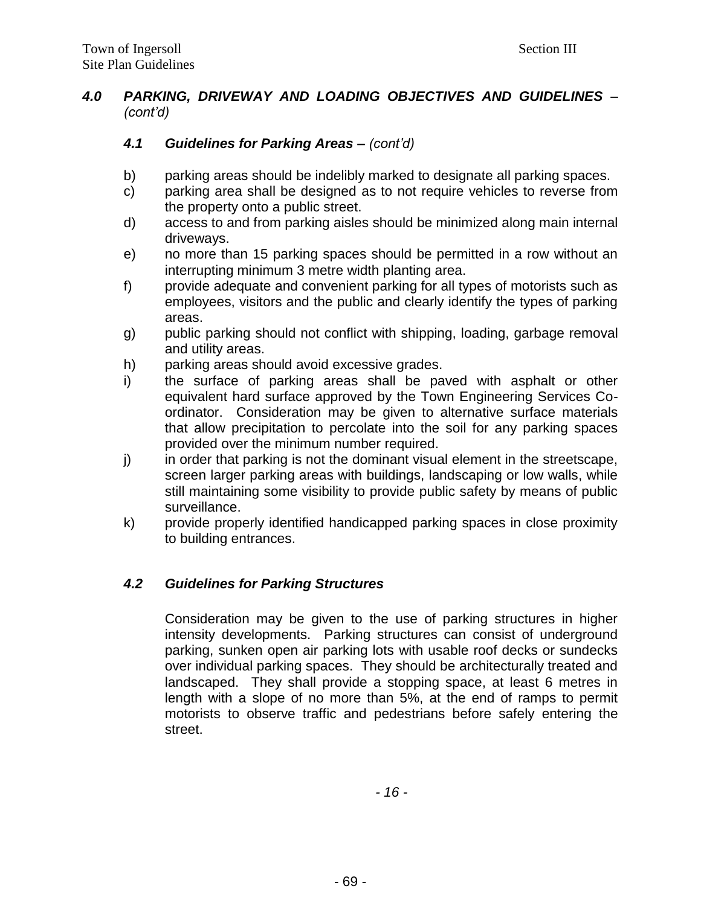## *4.0 PARKING, DRIVEWAY AND LOADING OBJECTIVES AND GUIDELINES – (cont'd)*

### *4.1 Guidelines for Parking Areas – (cont'd)*

b) parking areas should be indelibly marked to designate all parking spaces.

c) parking area shall be designed as to not require vehicles to reverse from the property onto a public street.

d) access to and from parking aisles should be minimized along main internal driveways.

e) no more than 15 parking spaces should be permitted in a row without an interrupting minimum 3 metre width planting area.

f) provide adequate and convenient parking for all types of motorists such as employees, visitors and the public and clearly identify the types of parking areas.

g) public parking should not conflict with shipping, loading, garbage removal and utility areas.

h) parking areas should avoid excessive grades.

i) the surface of parking areas shall be paved with asphalt or other equivalent hard surface approved by the Town Engineering Services Co-ordinator. Consideration may be given to alternative surface materials that allow precipitation to percolate into the soil for any parking spaces provided over the minimum number required.

j) in order that parking is not the dominant visual element in the streetscape, screen larger parking areas with buildings, landscaping or low walls, while still maintaining some visibility to provide public safety by means of public surveillance.

k) provide properly identified handicapped parking spaces in close proximity to building entrances.

### *4.2 Guidelines for Parking Structures*

Consideration may be given to the use of parking structures in higher intensity developments. Parking structures can consist of underground parking, sunken open air parking lots with usable roof decks or sundecks over individual parking spaces. They should be architecturally treated and landscaped. They shall provide a stopping space, at least 6 metres in length with a slope of no more than 5%, at the end of ramps to permit motorists to observe traffic and pedestrians before safely entering the street.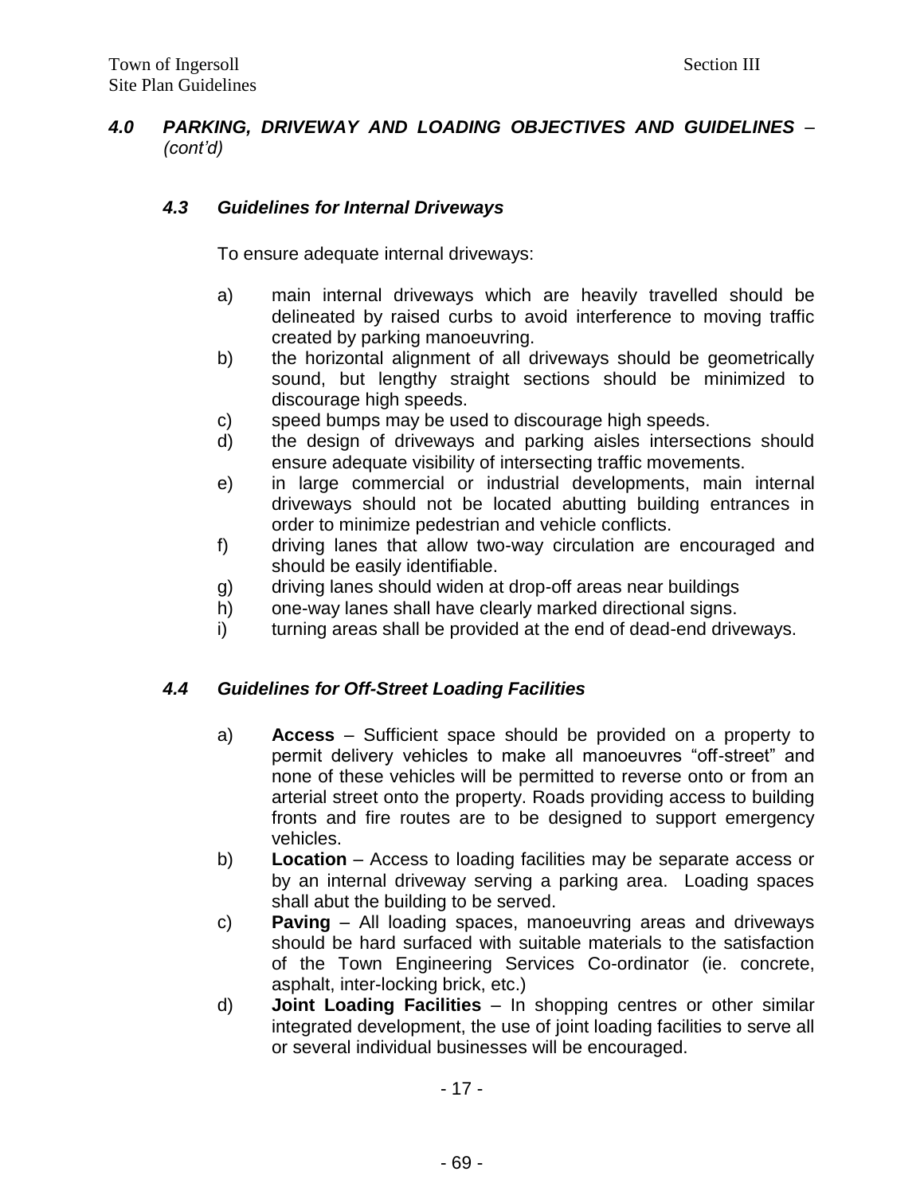## *4.0 PARKING, DRIVEWAY AND LOADING OBJECTIVES AND GUIDELINES – (cont'd)*

### *4.3 Guidelines for Internal Driveways*

To ensure adequate internal driveways:

a) main internal driveways which are heavily travelled should be delineated by raised curbs to avoid interference to moving traffic created by parking manoeuvring.
b) the horizontal alignment of all driveways should be geometrically sound, but lengthy straight sections should be minimized to discourage high speeds.
c) speed bumps may be used to discourage high speeds.
d) the design of driveways and parking aisles intersections should ensure adequate visibility of intersecting traffic movements.
e) in large commercial or industrial developments, main internal driveways should not be located abutting building entrances in order to minimize pedestrian and vehicle conflicts.
f) driving lanes that allow two-way circulation are encouraged and should be easily identifiable.
g) driving lanes should widen at drop-off areas near buildings
h) one-way lanes shall have clearly marked directional signs.
i) turning areas shall be provided at the end of dead-end driveways.

### *4.4 Guidelines for Off-Street Loading Facilities*

a) **Access** – Sufficient space should be provided on a property to permit delivery vehicles to make all manoeuvres "off-street" and none of these vehicles will be permitted to reverse onto or from an arterial street onto the property. Roads providing access to building fronts and fire routes are to be designed to support emergency vehicles.
b) **Location** – Access to loading facilities may be separate access or by an internal driveway serving a parking area. Loading spaces shall abut the building to be served.
c) **Paving** – All loading spaces, manoeuvring areas and driveways should be hard surfaced with suitable materials to the satisfaction of the Town Engineering Services Co-ordinator (ie. concrete, asphalt, inter-locking brick, etc.)
d) **Joint Loading Facilities** – In shopping centres or other similar integrated development, the use of joint loading facilities to serve all or several individual businesses will be encouraged.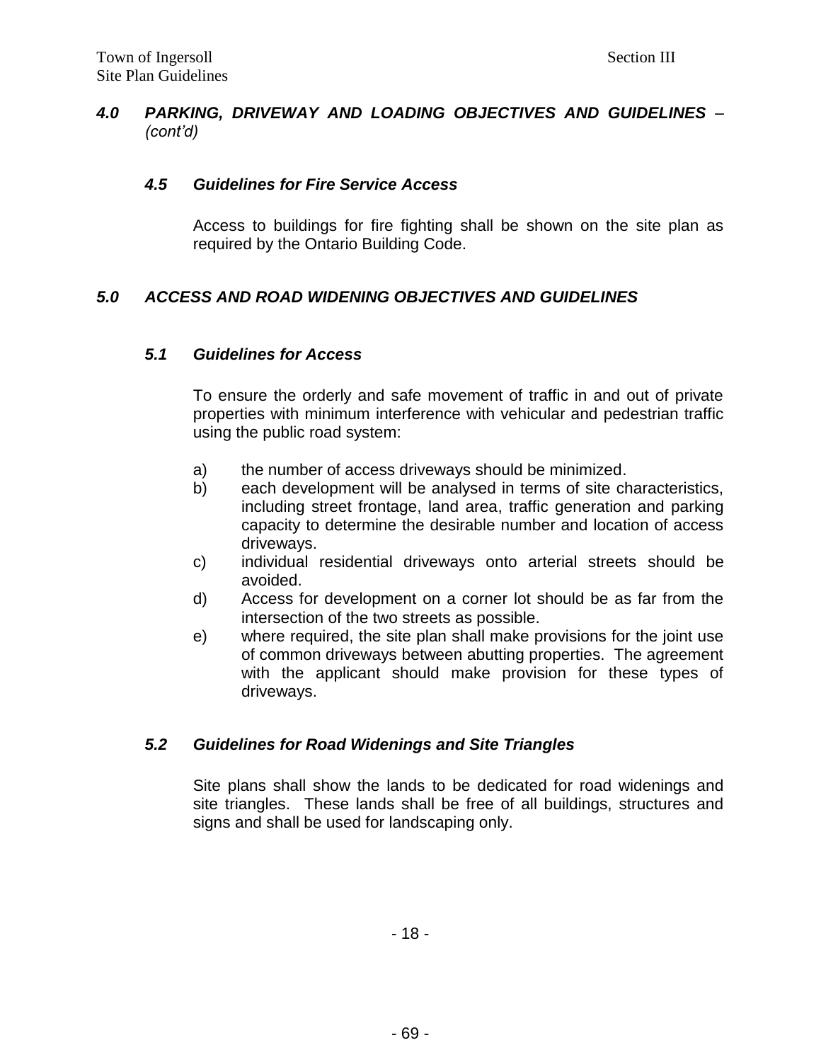## *4.0 PARKING, DRIVEWAY AND LOADING OBJECTIVES AND GUIDELINES – (cont'd)*

### *4.5 Guidelines for Fire Service Access*

Access to buildings for fire fighting shall be shown on the site plan as required by the Ontario Building Code.

## *5.0 ACCESS AND ROAD WIDENING OBJECTIVES AND GUIDELINES*

### *5.1 Guidelines for Access*

To ensure the orderly and safe movement of traffic in and out of private properties with minimum interference with vehicular and pedestrian traffic using the public road system:

a) the number of access driveways should be minimized.
b) each development will be analysed in terms of site characteristics, including street frontage, land area, traffic generation and parking capacity to determine the desirable number and location of access driveways.
c) individual residential driveways onto arterial streets should be avoided.
d) Access for development on a corner lot should be as far from the intersection of the two streets as possible.
e) where required, the site plan shall make provisions for the joint use of common driveways between abutting properties. The agreement with the applicant should make provision for these types of driveways.

### *5.2 Guidelines for Road Widenings and Site Triangles*

Site plans shall show the lands to be dedicated for road widenings and site triangles. These lands shall be free of all buildings, structures and signs and shall be used for landscaping only.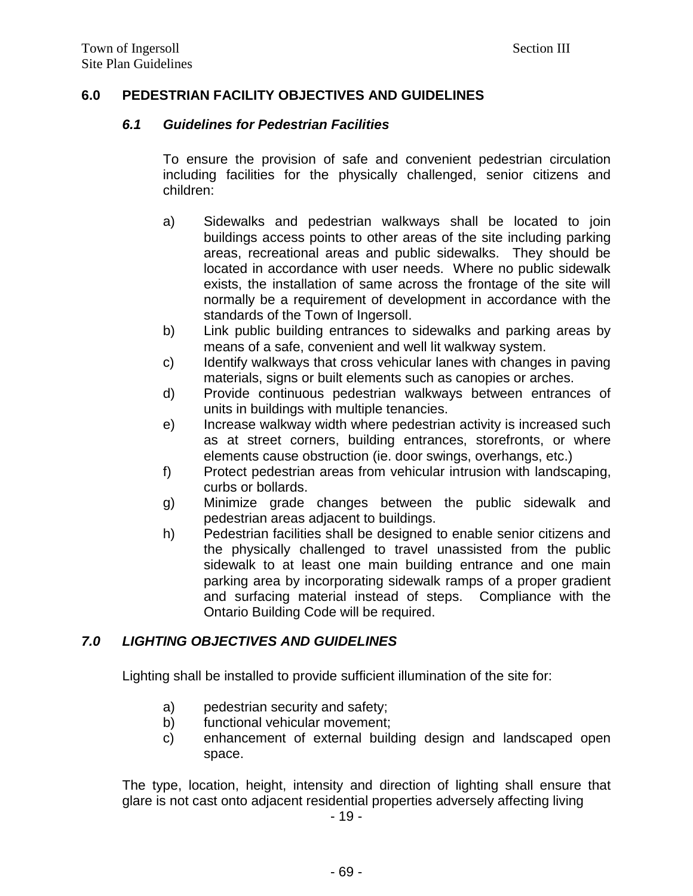## 6.0 PEDESTRIAN FACILITY OBJECTIVES AND GUIDELINES

### *6.1 Guidelines for Pedestrian Facilities*

To ensure the provision of safe and convenient pedestrian circulation including facilities for the physically challenged, senior citizens and children:

a) Sidewalks and pedestrian walkways shall be located to join buildings access points to other areas of the site including parking areas, recreational areas and public sidewalks. They should be located in accordance with user needs. Where no public sidewalk exists, the installation of same across the frontage of the site will normally be a requirement of development in accordance with the standards of the Town of Ingersoll.

b) Link public building entrances to sidewalks and parking areas by means of a safe, convenient and well lit walkway system.

c) Identify walkways that cross vehicular lanes with changes in paving materials, signs or built elements such as canopies or arches.

d) Provide continuous pedestrian walkways between entrances of units in buildings with multiple tenancies.

e) Increase walkway width where pedestrian activity is increased such as at street corners, building entrances, storefronts, or where elements cause obstruction (ie. door swings, overhangs, etc.)

f) Protect pedestrian areas from vehicular intrusion with landscaping, curbs or bollards.

g) Minimize grade changes between the public sidewalk and pedestrian areas adjacent to buildings.

h) Pedestrian facilities shall be designed to enable senior citizens and the physically challenged to travel unassisted from the public sidewalk to at least one main building entrance and one main parking area by incorporating sidewalk ramps of a proper gradient and surfacing material instead of steps. Compliance with the Ontario Building Code will be required.

## *7.0 LIGHTING OBJECTIVES AND GUIDELINES*

Lighting shall be installed to provide sufficient illumination of the site for:

a) pedestrian security and safety;

b) functional vehicular movement;

c) enhancement of external building design and landscaped open space.

The type, location, height, intensity and direction of lighting shall ensure that glare is not cast onto adjacent residential properties adversely affecting living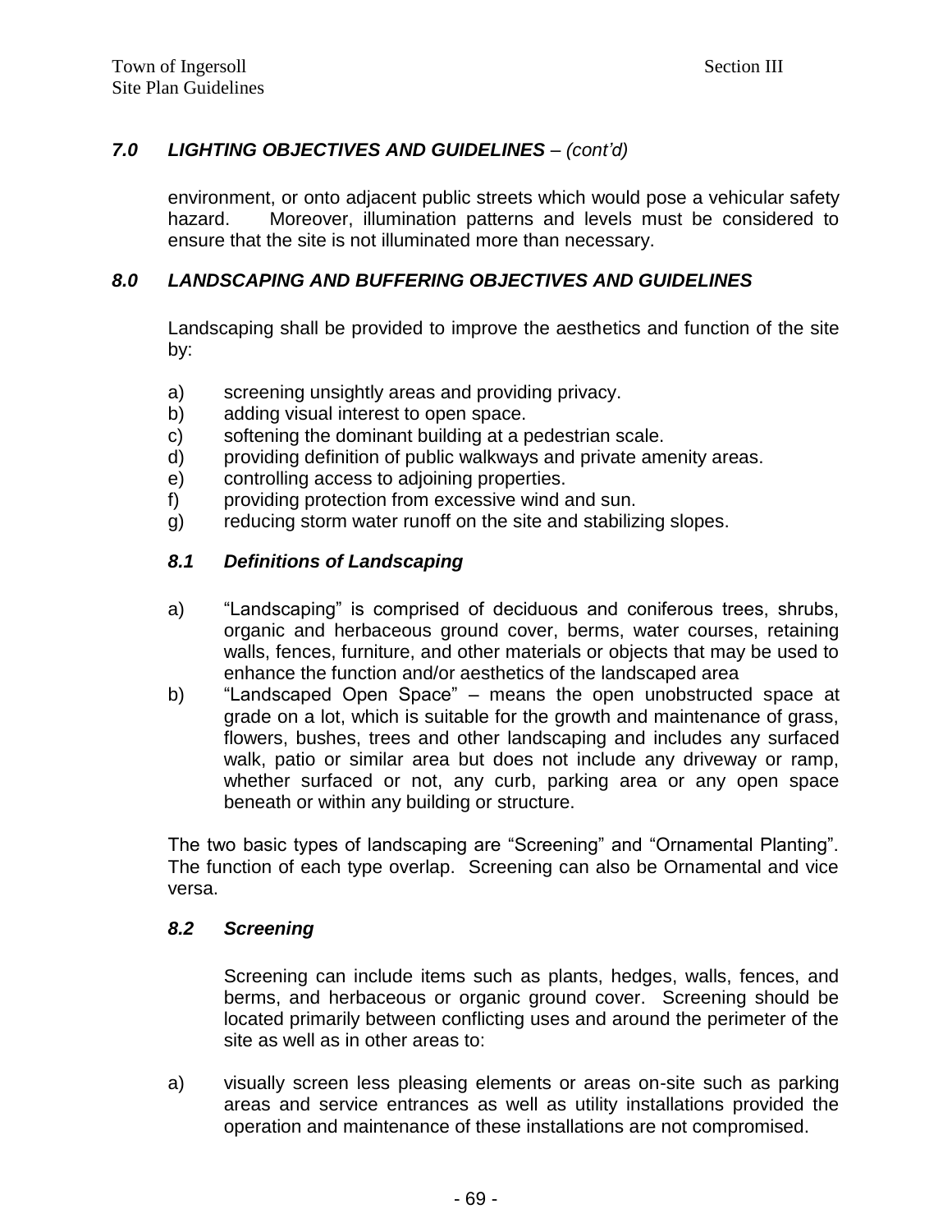## *7.0 LIGHTING OBJECTIVES AND GUIDELINES – (cont'd)*

environment, or onto adjacent public streets which would pose a vehicular safety hazard. Moreover, illumination patterns and levels must be considered to ensure that the site is not illuminated more than necessary.

## *8.0 LANDSCAPING AND BUFFERING OBJECTIVES AND GUIDELINES*

Landscaping shall be provided to improve the aesthetics and function of the site by:

a) screening unsightly areas and providing privacy.
b) adding visual interest to open space.
c) softening the dominant building at a pedestrian scale.
d) providing definition of public walkways and private amenity areas.
e) controlling access to adjoining properties.
f) providing protection from excessive wind and sun.
g) reducing storm water runoff on the site and stabilizing slopes.

### *8.1 Definitions of Landscaping*

a) "Landscaping" is comprised of deciduous and coniferous trees, shrubs, organic and herbaceous ground cover, berms, water courses, retaining walls, fences, furniture, and other materials or objects that may be used to enhance the function and/or aesthetics of the landscaped area
b) "Landscaped Open Space" – means the open unobstructed space at grade on a lot, which is suitable for the growth and maintenance of grass, flowers, bushes, trees and other landscaping and includes any surfaced walk, patio or similar area but does not include any driveway or ramp, whether surfaced or not, any curb, parking area or any open space beneath or within any building or structure.

The two basic types of landscaping are "Screening" and "Ornamental Planting". The function of each type overlap. Screening can also be Ornamental and vice versa.

### *8.2 Screening*

Screening can include items such as plants, hedges, walls, fences, and berms, and herbaceous or organic ground cover. Screening should be located primarily between conflicting uses and around the perimeter of the site as well as in other areas to:

a) visually screen less pleasing elements or areas on-site such as parking areas and service entrances as well as utility installations provided the operation and maintenance of these installations are not compromised.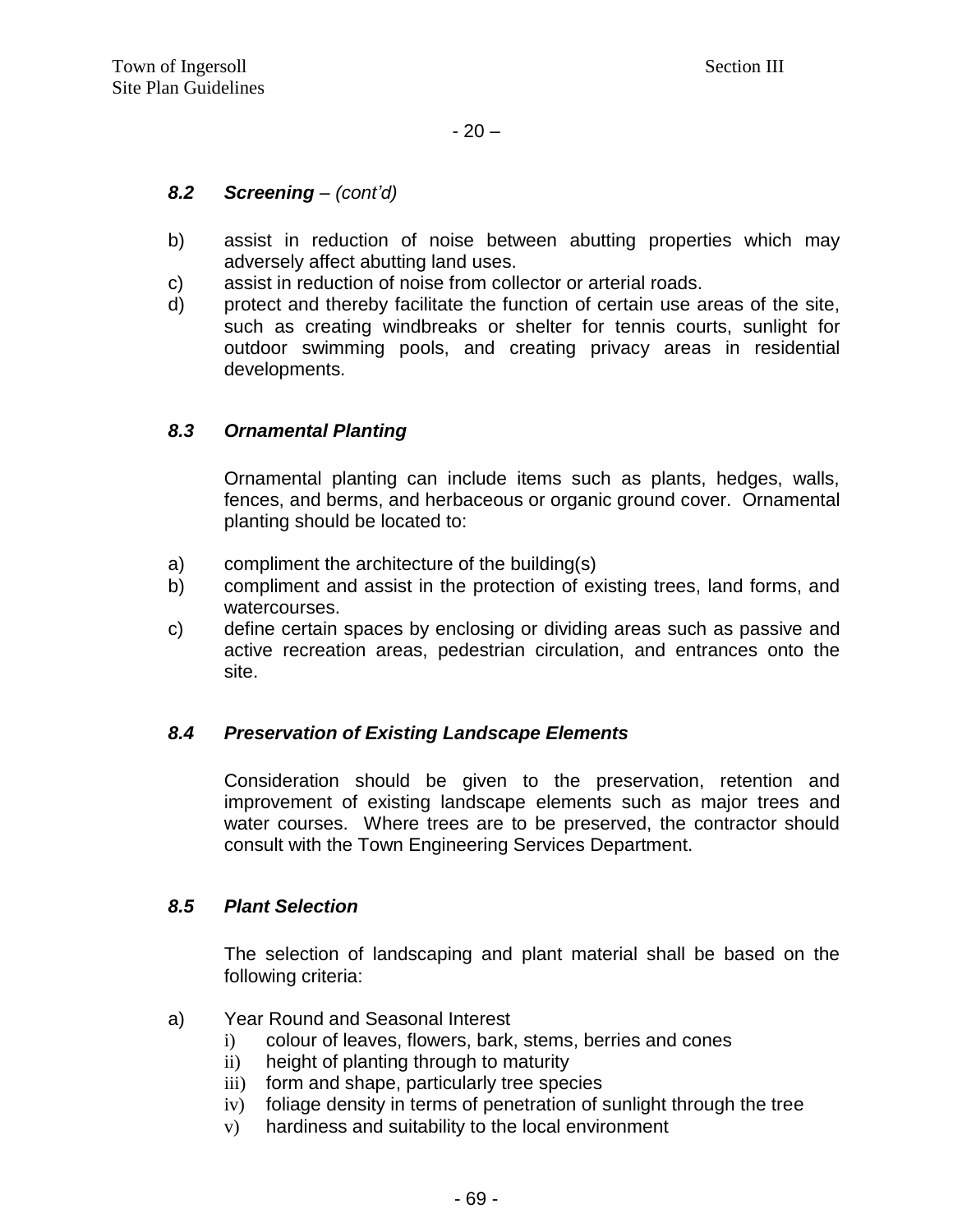### *8.2 Screening – (cont'd)*

b) assist in reduction of noise between abutting properties which may adversely affect abutting land uses.

c) assist in reduction of noise from collector or arterial roads.

d) protect and thereby facilitate the function of certain use areas of the site, such as creating windbreaks or shelter for tennis courts, sunlight for outdoor swimming pools, and creating privacy areas in residential developments.

### *8.3 Ornamental Planting*

Ornamental planting can include items such as plants, hedges, walls, fences, and berms, and herbaceous or organic ground cover. Ornamental planting should be located to:

a) compliment the architecture of the building(s)

b) compliment and assist in the protection of existing trees, land forms, and watercourses.

c) define certain spaces by enclosing or dividing areas such as passive and active recreation areas, pedestrian circulation, and entrances onto the site.

### *8.4 Preservation of Existing Landscape Elements*

Consideration should be given to the preservation, retention and improvement of existing landscape elements such as major trees and water courses. Where trees are to be preserved, the contractor should consult with the Town Engineering Services Department.

### *8.5 Plant Selection*

The selection of landscaping and plant material shall be based on the following criteria:

a) Year Round and Seasonal Interest
   - i) colour of leaves, flowers, bark, stems, berries and cones
   - ii) height of planting through to maturity
   - iii) form and shape, particularly tree species
   - iv) foliage density in terms of penetration of sunlight through the tree
   - v) hardiness and suitability to the local environment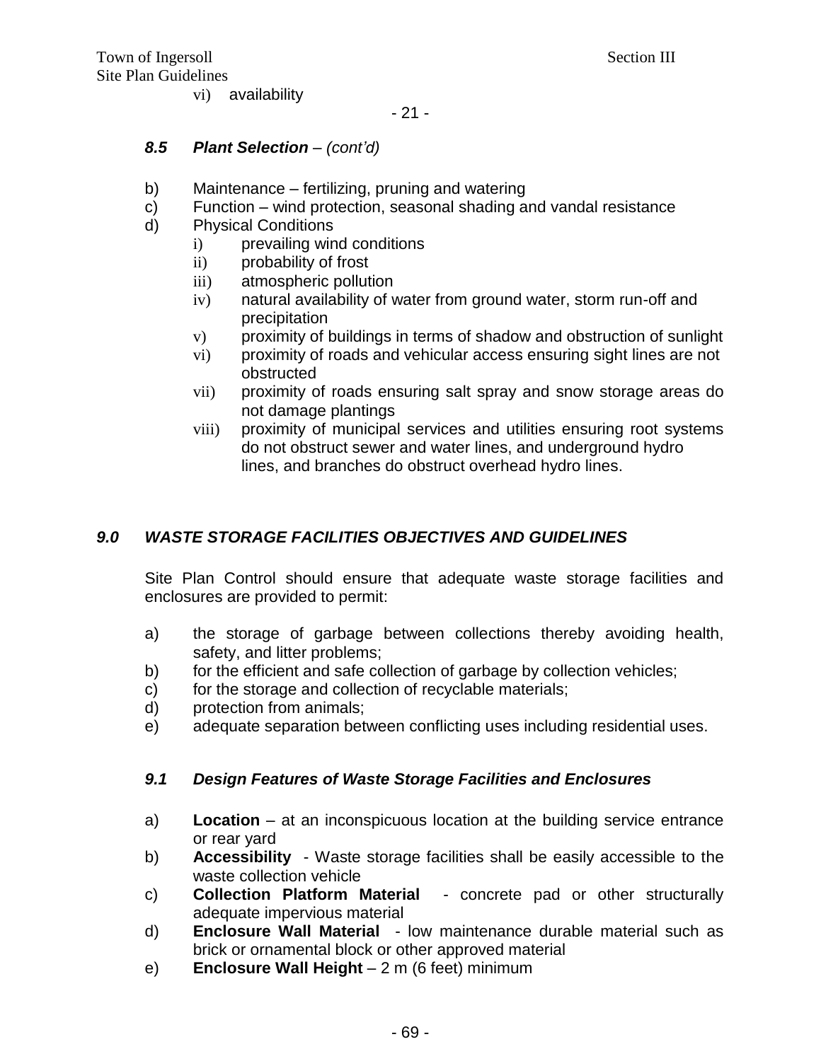vi) availability

### *8.5 Plant Selection – (cont'd)*

b) Maintenance – fertilizing, pruning and watering
c) Function – wind protection, seasonal shading and vandal resistance
d) Physical Conditions
   i) prevailing wind conditions
   ii) probability of frost
   iii) atmospheric pollution
   iv) natural availability of water from ground water, storm run-off and precipitation
   v) proximity of buildings in terms of shadow and obstruction of sunlight
   vi) proximity of roads and vehicular access ensuring sight lines are not obstructed
   vii) proximity of roads ensuring salt spray and snow storage areas do not damage plantings
   viii) proximity of municipal services and utilities ensuring root systems do not obstruct sewer and water lines, and underground hydro lines, and branches do obstruct overhead hydro lines.

## *9.0 WASTE STORAGE FACILITIES OBJECTIVES AND GUIDELINES*

Site Plan Control should ensure that adequate waste storage facilities and enclosures are provided to permit:

a) the storage of garbage between collections thereby avoiding health, safety, and litter problems;
b) for the efficient and safe collection of garbage by collection vehicles;
c) for the storage and collection of recyclable materials;
d) protection from animals;
e) adequate separation between conflicting uses including residential uses.

### *9.1 Design Features of Waste Storage Facilities and Enclosures*

a) **Location** – at an inconspicuous location at the building service entrance or rear yard
b) **Accessibility** - Waste storage facilities shall be easily accessible to the waste collection vehicle
c) **Collection Platform Material** - concrete pad or other structurally adequate impervious material
d) **Enclosure Wall Material** - low maintenance durable material such as brick or ornamental block or other approved material
e) **Enclosure Wall Height** – 2 m (6 feet) minimum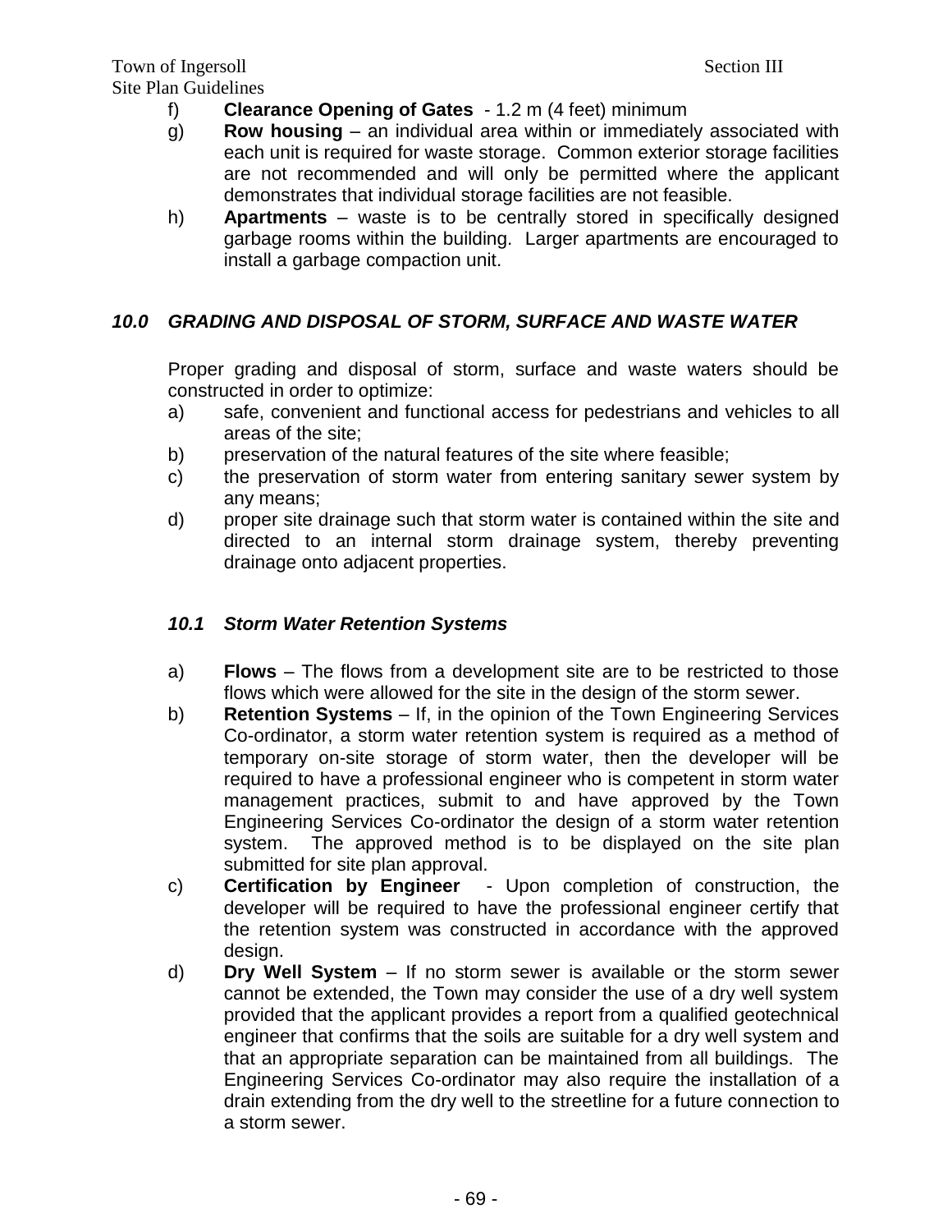f) **Clearance Opening of Gates** - 1.2 m (4 feet) minimum

g) **Row housing** – an individual area within or immediately associated with each unit is required for waste storage. Common exterior storage facilities are not recommended and will only be permitted where the applicant demonstrates that individual storage facilities are not feasible.

h) **Apartments** – waste is to be centrally stored in specifically designed garbage rooms within the building. Larger apartments are encouraged to install a garbage compaction unit.

## *10.0 GRADING AND DISPOSAL OF STORM, SURFACE AND WASTE WATER*

Proper grading and disposal of storm, surface and waste waters should be constructed in order to optimize:

a) safe, convenient and functional access for pedestrians and vehicles to all areas of the site;

b) preservation of the natural features of the site where feasible;

c) the preservation of storm water from entering sanitary sewer system by any means;

d) proper site drainage such that storm water is contained within the site and directed to an internal storm drainage system, thereby preventing drainage onto adjacent properties.

### *10.1 Storm Water Retention Systems*

a) **Flows** – The flows from a development site are to be restricted to those flows which were allowed for the site in the design of the storm sewer.

b) **Retention Systems** – If, in the opinion of the Town Engineering Services Co-ordinator, a storm water retention system is required as a method of temporary on-site storage of storm water, then the developer will be required to have a professional engineer who is competent in storm water management practices, submit to and have approved by the Town Engineering Services Co-ordinator the design of a storm water retention system. The approved method is to be displayed on the site plan submitted for site plan approval.

c) **Certification by Engineer** - Upon completion of construction, the developer will be required to have the professional engineer certify that the retention system was constructed in accordance with the approved design.

d) **Dry Well System** – If no storm sewer is available or the storm sewer cannot be extended, the Town may consider the use of a dry well system provided that the applicant provides a report from a qualified geotechnical engineer that confirms that the soils are suitable for a dry well system and that an appropriate separation can be maintained from all buildings. The Engineering Services Co-ordinator may also require the installation of a drain extending from the dry well to the streetline for a future connection to a storm sewer.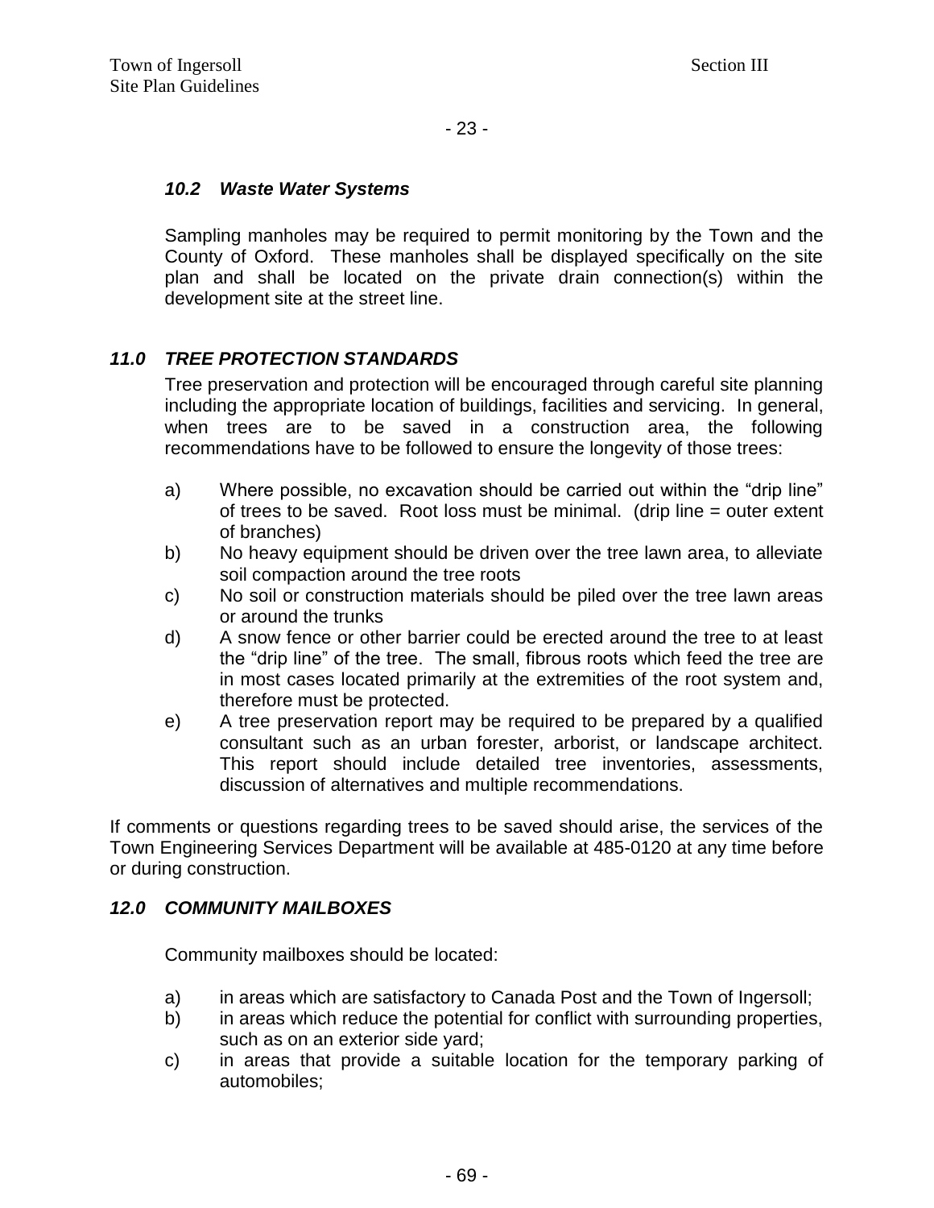### *10.2 Waste Water Systems*

Sampling manholes may be required to permit monitoring by the Town and the County of Oxford. These manholes shall be displayed specifically on the site plan and shall be located on the private drain connection(s) within the development site at the street line.

## *11.0 TREE PROTECTION STANDARDS*

Tree preservation and protection will be encouraged through careful site planning including the appropriate location of buildings, facilities and servicing. In general, when trees are to be saved in a construction area, the following recommendations have to be followed to ensure the longevity of those trees:

a) Where possible, no excavation should be carried out within the "drip line" of trees to be saved. Root loss must be minimal. (drip line = outer extent of branches)

b) No heavy equipment should be driven over the tree lawn area, to alleviate soil compaction around the tree roots

c) No soil or construction materials should be piled over the tree lawn areas or around the trunks

d) A snow fence or other barrier could be erected around the tree to at least the "drip line" of the tree. The small, fibrous roots which feed the tree are in most cases located primarily at the extremities of the root system and, therefore must be protected.

e) A tree preservation report may be required to be prepared by a qualified consultant such as an urban forester, arborist, or landscape architect. This report should include detailed tree inventories, assessments, discussion of alternatives and multiple recommendations.

If comments or questions regarding trees to be saved should arise, the services of the Town Engineering Services Department will be available at 485-0120 at any time before or during construction.

## *12.0 COMMUNITY MAILBOXES*

Community mailboxes should be located:

a) in areas which are satisfactory to Canada Post and the Town of Ingersoll;

b) in areas which reduce the potential for conflict with surrounding properties, such as on an exterior side yard;

c) in areas that provide a suitable location for the temporary parking of automobiles;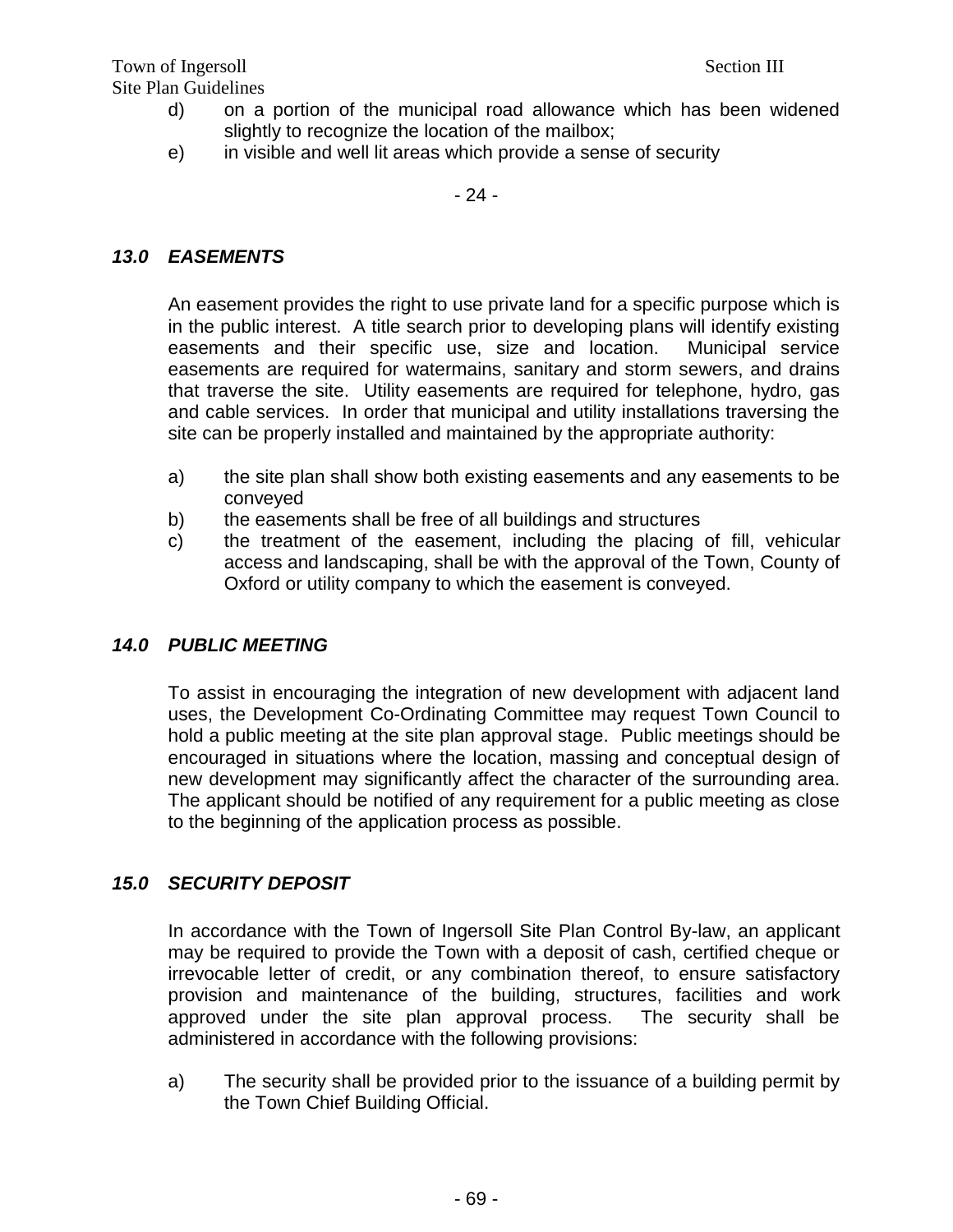d) on a portion of the municipal road allowance which has been widened slightly to recognize the location of the mailbox;

e) in visible and well lit areas which provide a sense of security

## *13.0 EASEMENTS*

An easement provides the right to use private land for a specific purpose which is in the public interest. A title search prior to developing plans will identify existing easements and their specific use, size and location. Municipal service easements are required for watermains, sanitary and storm sewers, and drains that traverse the site. Utility easements are required for telephone, hydro, gas and cable services. In order that municipal and utility installations traversing the site can be properly installed and maintained by the appropriate authority:

a) the site plan shall show both existing easements and any easements to be conveyed

b) the easements shall be free of all buildings and structures

c) the treatment of the easement, including the placing of fill, vehicular access and landscaping, shall be with the approval of the Town, County of Oxford or utility company to which the easement is conveyed.

## *14.0 PUBLIC MEETING*

To assist in encouraging the integration of new development with adjacent land uses, the Development Co-Ordinating Committee may request Town Council to hold a public meeting at the site plan approval stage. Public meetings should be encouraged in situations where the location, massing and conceptual design of new development may significantly affect the character of the surrounding area. The applicant should be notified of any requirement for a public meeting as close to the beginning of the application process as possible.

## *15.0 SECURITY DEPOSIT*

In accordance with the Town of Ingersoll Site Plan Control By-law, an applicant may be required to provide the Town with a deposit of cash, certified cheque or irrevocable letter of credit, or any combination thereof, to ensure satisfactory provision and maintenance of the building, structures, facilities and work approved under the site plan approval process. The security shall be administered in accordance with the following provisions:

a) The security shall be provided prior to the issuance of a building permit by the Town Chief Building Official.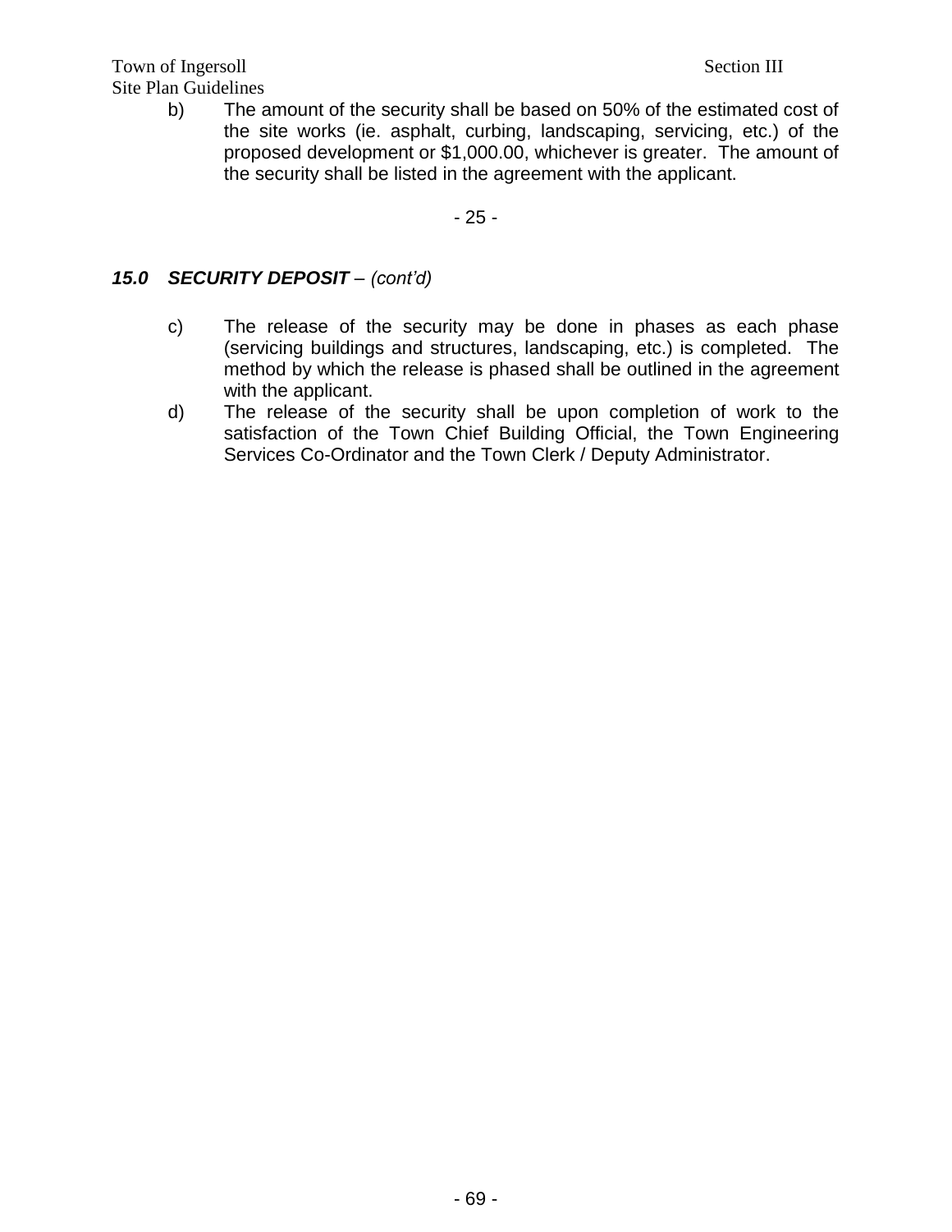b) The amount of the security shall be based on 50% of the estimated cost of the site works (ie. asphalt, curbing, landscaping, servicing, etc.) of the proposed development or $1,000.00, whichever is greater. The amount of the security shall be listed in the agreement with the applicant.

### ***15.0 SECURITY DEPOSIT** – (cont'd)*

c) The release of the security may be done in phases as each phase (servicing buildings and structures, landscaping, etc.) is completed. The method by which the release is phased shall be outlined in the agreement with the applicant.

d) The release of the security shall be upon completion of work to the satisfaction of the Town Chief Building Official, the Town Engineering Services Co-Ordinator and the Town Clerk / Deputy Administrator.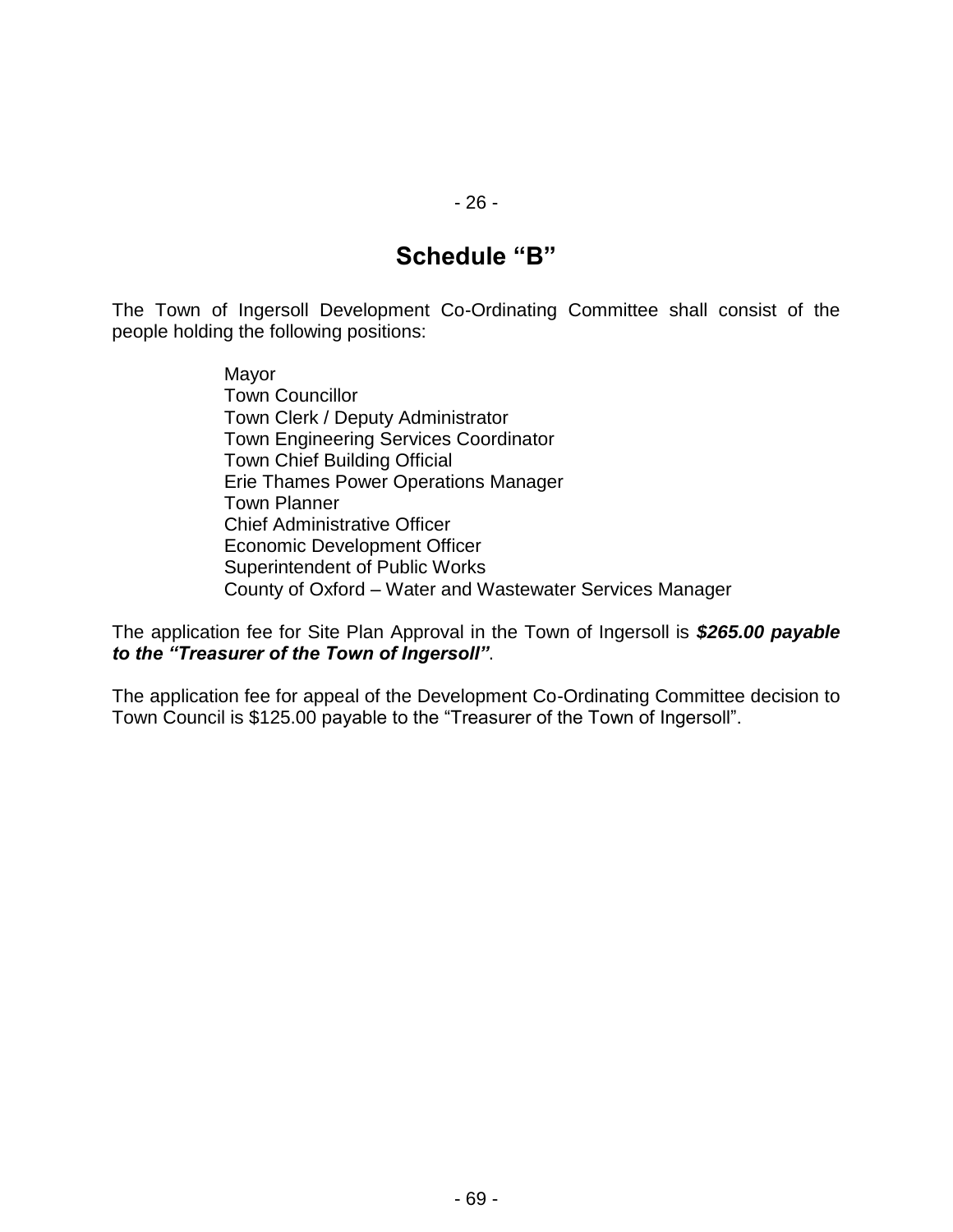# Schedule "B"

The Town of Ingersoll Development Co-Ordinating Committee shall consist of the people holding the following positions:

Mayor
Town Councillor
Town Clerk / Deputy Administrator
Town Engineering Services Coordinator
Town Chief Building Official
Erie Thames Power Operations Manager
Town Planner
Chief Administrative Officer
Economic Development Officer
Superintendent of Public Works
County of Oxford – Water and Wastewater Services Manager

The application fee for Site Plan Approval in the Town of Ingersoll is ***$265.00 payable to the "Treasurer of the Town of Ingersoll"***.

The application fee for appeal of the Development Co-Ordinating Committee decision to Town Council is $125.00 payable to the "Treasurer of the Town of Ingersoll".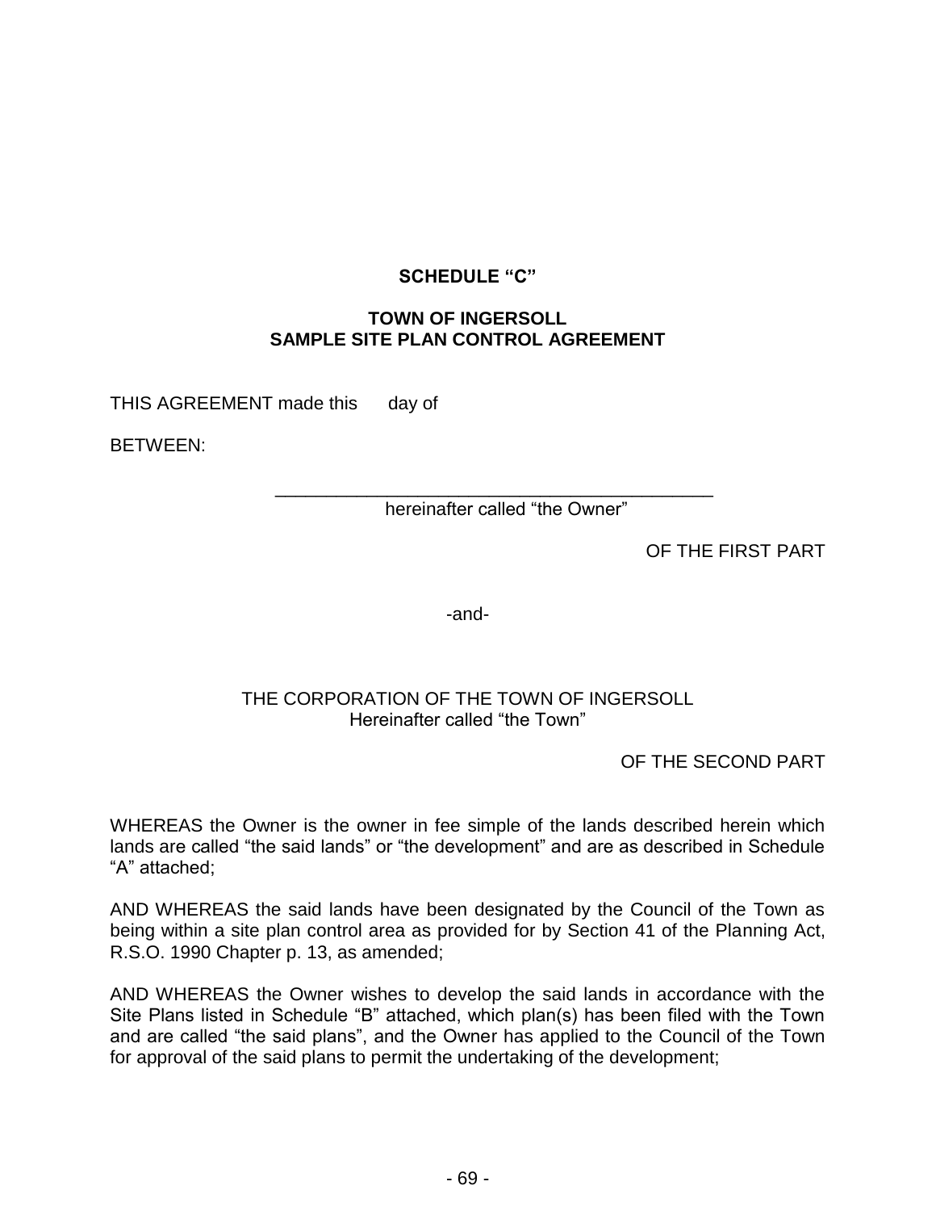**SCHEDULE "C"**

**TOWN OF INGERSOLL**
**SAMPLE SITE PLAN CONTROL AGREEMENT**

THIS AGREEMENT made this day of

BETWEEN:

\_\_\_\_\_\_\_\_\_\_\_\_\_\_\_\_\_\_\_\_\_\_\_\_\_\_\_\_\_\_\_\_\_\_\_\_\_\_\_\_\_\_\_\_

hereinafter called "the Owner"

OF THE FIRST PART

-and-

THE CORPORATION OF THE TOWN OF INGERSOLL
Hereinafter called "the Town"

OF THE SECOND PART

WHEREAS the Owner is the owner in fee simple of the lands described herein which lands are called "the said lands" or "the development" and are as described in Schedule "A" attached;

AND WHEREAS the said lands have been designated by the Council of the Town as being within a site plan control area as provided for by Section 41 of the Planning Act, R.S.O. 1990 Chapter p. 13, as amended;

AND WHEREAS the Owner wishes to develop the said lands in accordance with the Site Plans listed in Schedule "B" attached, which plan(s) has been filed with the Town and are called "the said plans", and the Owner has applied to the Council of the Town for approval of the said plans to permit the undertaking of the development;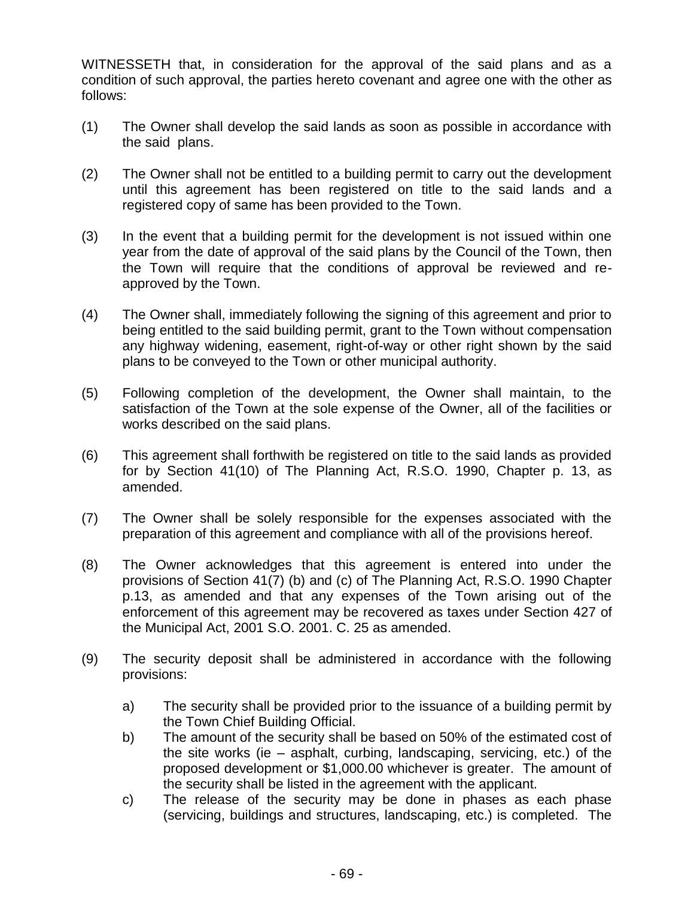WITNESSETH that, in consideration for the approval of the said plans and as a condition of such approval, the parties hereto covenant and agree one with the other as follows:

(1) The Owner shall develop the said lands as soon as possible in accordance with the said plans.

(2) The Owner shall not be entitled to a building permit to carry out the development until this agreement has been registered on title to the said lands and a registered copy of same has been provided to the Town.

(3) In the event that a building permit for the development is not issued within one year from the date of approval of the said plans by the Council of the Town, then the Town will require that the conditions of approval be reviewed and re-approved by the Town.

(4) The Owner shall, immediately following the signing of this agreement and prior to being entitled to the said building permit, grant to the Town without compensation any highway widening, easement, right-of-way or other right shown by the said plans to be conveyed to the Town or other municipal authority.

(5) Following completion of the development, the Owner shall maintain, to the satisfaction of the Town at the sole expense of the Owner, all of the facilities or works described on the said plans.

(6) This agreement shall forthwith be registered on title to the said lands as provided for by Section 41(10) of The Planning Act, R.S.O. 1990, Chapter p. 13, as amended.

(7) The Owner shall be solely responsible for the expenses associated with the preparation of this agreement and compliance with all of the provisions hereof.

(8) The Owner acknowledges that this agreement is entered into under the provisions of Section 41(7) (b) and (c) of The Planning Act, R.S.O. 1990 Chapter p.13, as amended and that any expenses of the Town arising out of the enforcement of this agreement may be recovered as taxes under Section 427 of the Municipal Act, 2001 S.O. 2001. C. 25 as amended.

(9) The security deposit shall be administered in accordance with the following provisions:

   a) The security shall be provided prior to the issuance of a building permit by the Town Chief Building Official.
   
   b) The amount of the security shall be based on 50% of the estimated cost of the site works (ie – asphalt, curbing, landscaping, servicing, etc.) of the proposed development or $1,000.00 whichever is greater. The amount of the security shall be listed in the agreement with the applicant.
   
   c) The release of the security may be done in phases as each phase (servicing, buildings and structures, landscaping, etc.) is completed. The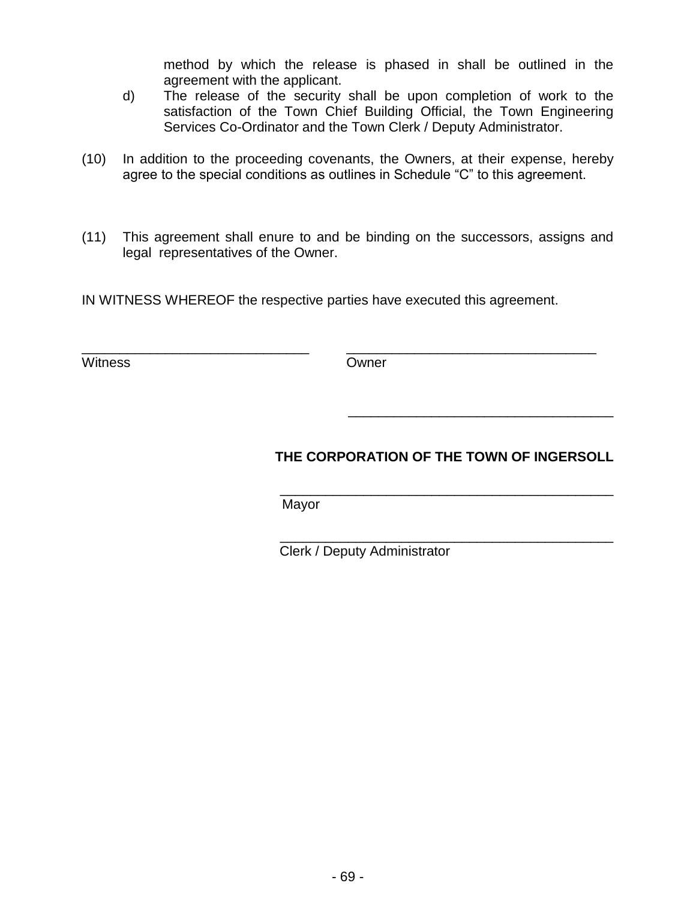method by which the release is phased in shall be outlined in the agreement with the applicant.

d) The release of the security shall be upon completion of work to the satisfaction of the Town Chief Building Official, the Town Engineering Services Co-Ordinator and the Town Clerk / Deputy Administrator.

(10) In addition to the proceeding covenants, the Owners, at their expense, hereby agree to the special conditions as outlines in Schedule “C” to this agreement.

(11) This agreement shall enure to and be binding on the successors, assigns and legal representatives of the Owner.

IN WITNESS WHEREOF the respective parties have executed this agreement.

______________________________ ______________________________
Witness Owner

______________________________

**THE CORPORATION OF THE TOWN OF INGERSOLL**

______________________________
Mayor

______________________________
Clerk / Deputy Administrator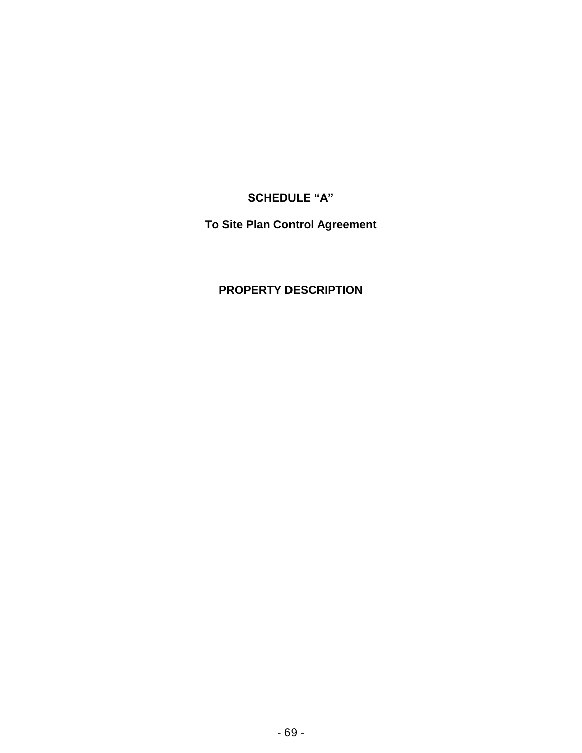**SCHEDULE "A"**

**To Site Plan Control Agreement**

**PROPERTY DESCRIPTION**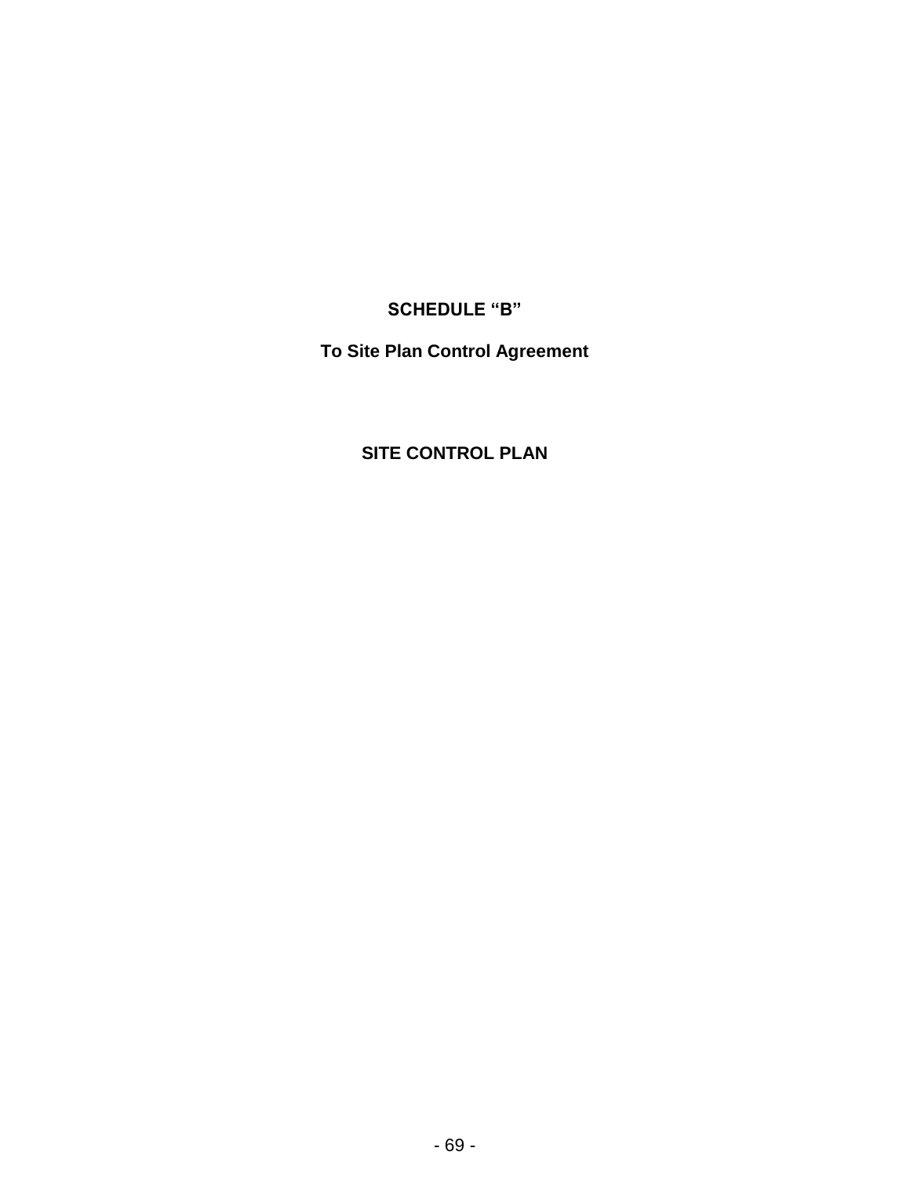**SCHEDULE “B”**

**To Site Plan Control Agreement**

**SITE CONTROL PLAN**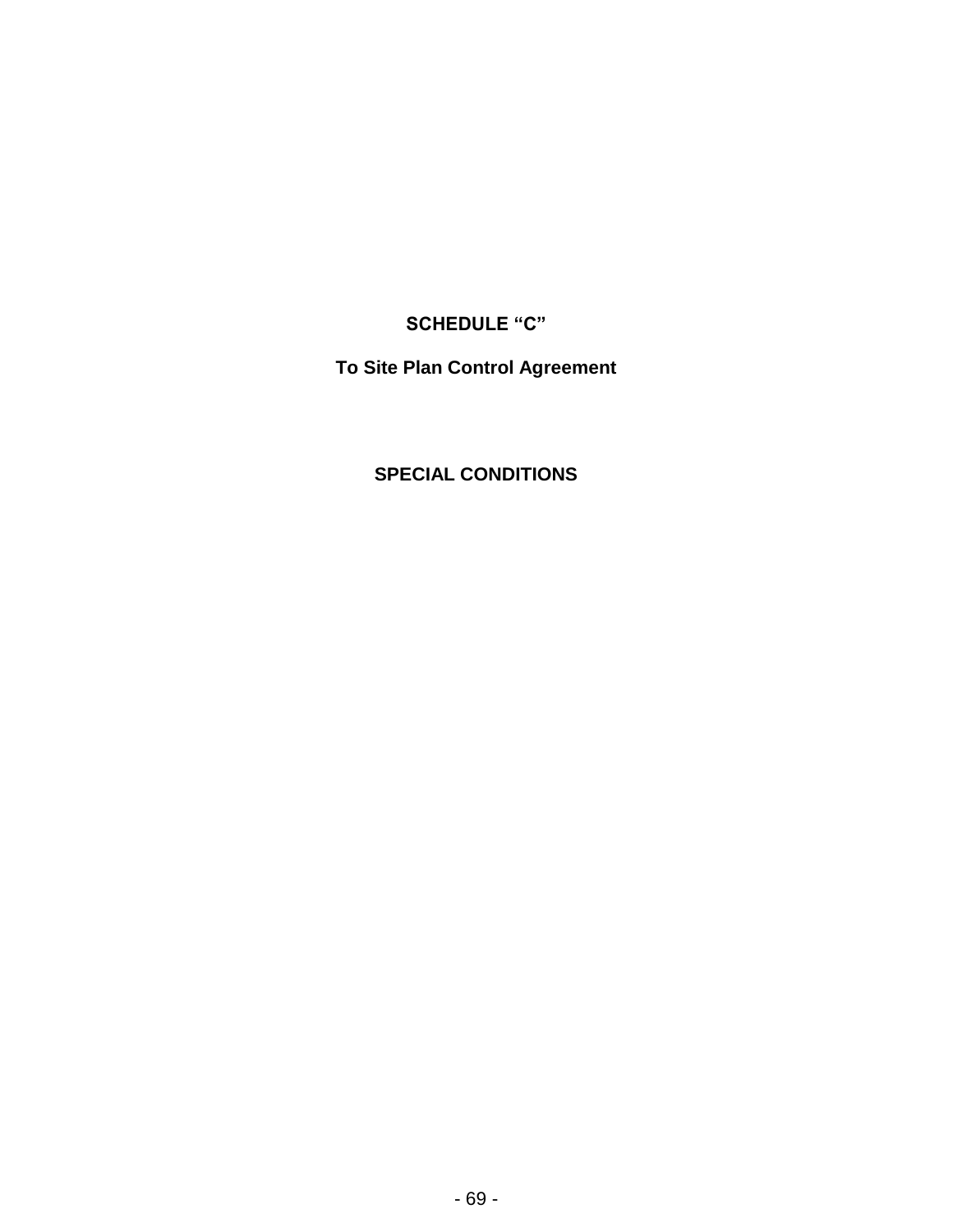# SCHEDULE “C”

## To Site Plan Control Agreement

## SPECIAL CONDITIONS